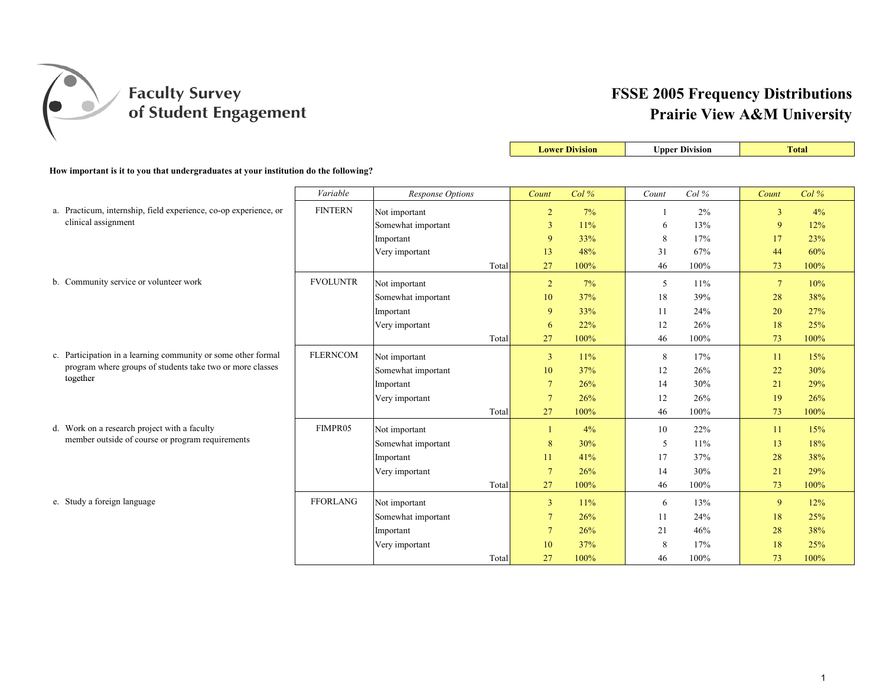# Faculty Survey of Student Engagement

# FSSE 2005 Frequency Distributions
# Prairie View A&M University

**How important is it to you that undergraduates at your institution do the following?**

| | Variable | Response Options | Lower Division Count | Lower Division Col % | Upper Division Count | Upper Division Col % | Total Count | Total Col % |
|---|---|---|---|---|---|---|---|---|
| a. Practicum, internship, field experience, co-op experience, or clinical assignment | FINTERN | Not important | 2 | 7% | 1 | 2% | 3 | 4% |
| | | Somewhat important | 3 | 11% | 6 | 13% | 9 | 12% |
| | | Important | 9 | 33% | 8 | 17% | 17 | 23% |
| | | Very important | 13 | 48% | 31 | 67% | 44 | 60% |
| | | Total | 27 | 100% | 46 | 100% | 73 | 100% |
| b. Community service or volunteer work | FVOLUNTR | Not important | 2 | 7% | 5 | 11% | 7 | 10% |
| | | Somewhat important | 10 | 37% | 18 | 39% | 28 | 38% |
| | | Important | 9 | 33% | 11 | 24% | 20 | 27% |
| | | Very important | 6 | 22% | 12 | 26% | 18 | 25% |
| | | Total | 27 | 100% | 46 | 100% | 73 | 100% |
| c. Participation in a learning community or some other formal program where groups of students take two or more classes together | FLERNCOM | Not important | 3 | 11% | 8 | 17% | 11 | 15% |
| | | Somewhat important | 10 | 37% | 12 | 26% | 22 | 30% |
| | | Important | 7 | 26% | 14 | 30% | 21 | 29% |
| | | Very important | 7 | 26% | 12 | 26% | 19 | 26% |
| | | Total | 27 | 100% | 46 | 100% | 73 | 100% |
| d. Work on a research project with a faculty member outside of course or program requirements | FIMPR05 | Not important | 1 | 4% | 10 | 22% | 11 | 15% |
| | | Somewhat important | 8 | 30% | 5 | 11% | 13 | 18% |
| | | Important | 11 | 41% | 17 | 37% | 28 | 38% |
| | | Very important | 7 | 26% | 14 | 30% | 21 | 29% |
| | | Total | 27 | 100% | 46 | 100% | 73 | 100% |
| e. Study a foreign language | FFORLANG | Not important | 3 | 11% | 6 | 13% | 9 | 12% |
| | | Somewhat important | 7 | 26% | 11 | 24% | 18 | 25% |
| | | Important | 7 | 26% | 21 | 46% | 28 | 38% |
| | | Very important | 10 | 37% | 8 | 17% | 18 | 25% |
| | | Total | 27 | 100% | 46 | 100% | 73 | 100% |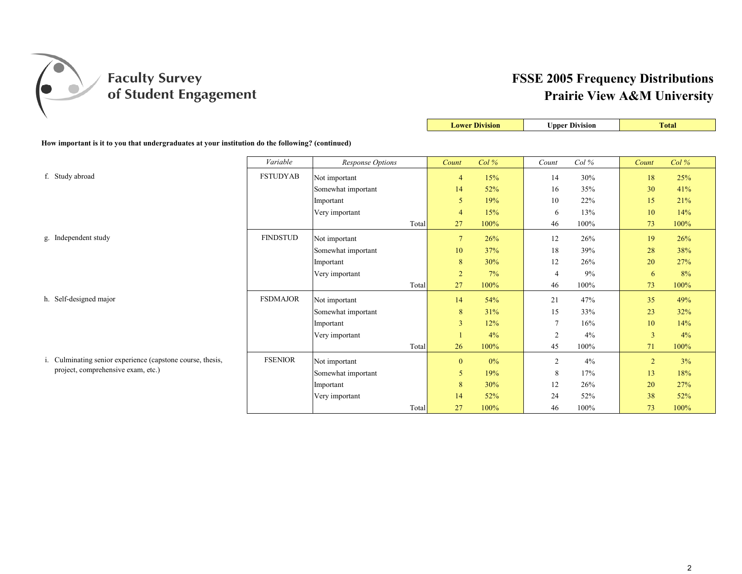# Faculty Survey of Student Engagement

# FSSE 2005 Frequency Distributions
## Prairie View A&M University

**How important is it to you that undergraduates at your institution do the following? (continued)**

| | Variable | Response Options | Lower Division Count | Lower Division Col % | Upper Division Count | Upper Division Col % | Total Count | Total Col % |
|---|---|---|---|---|---|---|---|---|
| f. Study abroad | FSTUDYAB | Not important | 4 | 15% | 14 | 30% | 18 | 25% |
| | | Somewhat important | 14 | 52% | 16 | 35% | 30 | 41% |
| | | Important | 5 | 19% | 10 | 22% | 15 | 21% |
| | | Very important | 4 | 15% | 6 | 13% | 10 | 14% |
| | | Total | 27 | 100% | 46 | 100% | 73 | 100% |
| g. Independent study | FINDSTUD | Not important | 7 | 26% | 12 | 26% | 19 | 26% |
| | | Somewhat important | 10 | 37% | 18 | 39% | 28 | 38% |
| | | Important | 8 | 30% | 12 | 26% | 20 | 27% |
| | | Very important | 2 | 7% | 4 | 9% | 6 | 8% |
| | | Total | 27 | 100% | 46 | 100% | 73 | 100% |
| h. Self-designed major | FSDMAJOR | Not important | 14 | 54% | 21 | 47% | 35 | 49% |
| | | Somewhat important | 8 | 31% | 15 | 33% | 23 | 32% |
| | | Important | 3 | 12% | 7 | 16% | 10 | 14% |
| | | Very important | 1 | 4% | 2 | 4% | 3 | 4% |
| | | Total | 26 | 100% | 45 | 100% | 71 | 100% |
| i. Culminating senior experience (capstone course, thesis, project, comprehensive exam, etc.) | FSENIOR | Not important | 0 | 0% | 2 | 4% | 2 | 3% |
| | | Somewhat important | 5 | 19% | 8 | 17% | 13 | 18% |
| | | Important | 8 | 30% | 12 | 26% | 20 | 27% |
| | | Very important | 14 | 52% | 24 | 52% | 38 | 52% |
| | | Total | 27 | 100% | 46 | 100% | 73 | 100% |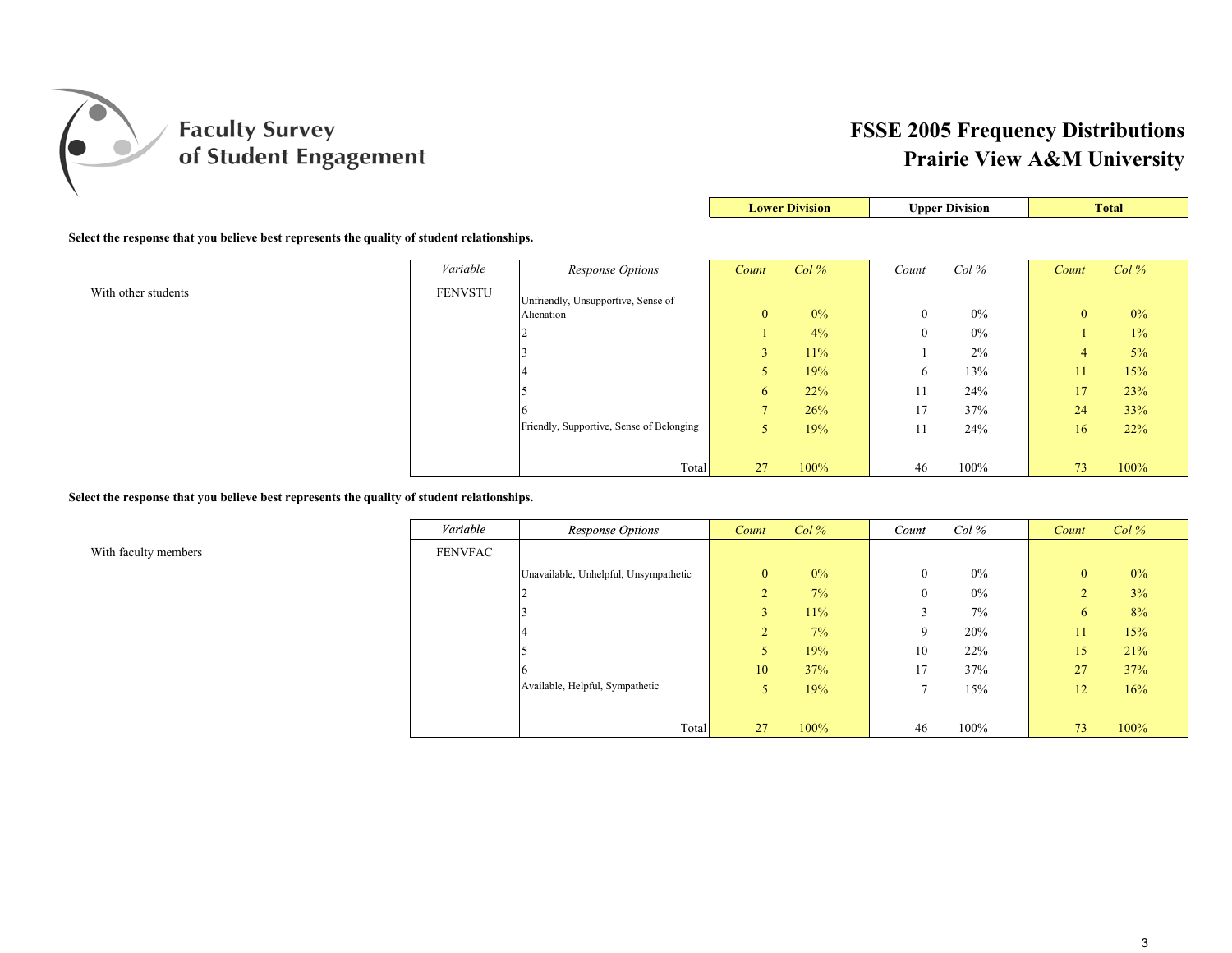# Faculty Survey of Student Engagement

## FSSE 2005 Frequency Distributions
## Prairie View A&M University

**Select the response that you believe best represents the quality of student relationships.**

| | Variable | Response Options | Lower Division Count | Lower Division Col % | Upper Division Count | Upper Division Col % | Total Count | Total Col % |
|---|---|---|---|---|---|---|---|---|
| With other students | FENVSTU | Unfriendly, Unsupportive, Sense of Alienation | 0 | 0% | 0 | 0% | 0 | 0% |
| | | 2 | 1 | 4% | 0 | 0% | 1 | 1% |
| | | 3 | 3 | 11% | 1 | 2% | 4 | 5% |
| | | 4 | 5 | 19% | 6 | 13% | 11 | 15% |
| | | 5 | 6 | 22% | 11 | 24% | 17 | 23% |
| | | 6 | 7 | 26% | 17 | 37% | 24 | 33% |
| | | Friendly, Supportive, Sense of Belonging | 5 | 19% | 11 | 24% | 16 | 22% |
| | | Total | 27 | 100% | 46 | 100% | 73 | 100% |

**Select the response that you believe best represents the quality of student relationships.**

| | Variable | Response Options | Lower Division Count | Lower Division Col % | Upper Division Count | Upper Division Col % | Total Count | Total Col % |
|---|---|---|---|---|---|---|---|---|
| With faculty members | FENVFAC | Unavailable, Unhelpful, Unsympathetic | 0 | 0% | 0 | 0% | 0 | 0% |
| | | 2 | 2 | 7% | 0 | 0% | 2 | 3% |
| | | 3 | 3 | 11% | 3 | 7% | 6 | 8% |
| | | 4 | 2 | 7% | 9 | 20% | 11 | 15% |
| | | 5 | 5 | 19% | 10 | 22% | 15 | 21% |
| | | 6 | 10 | 37% | 17 | 37% | 27 | 37% |
| | | Available, Helpful, Sympathetic | 5 | 19% | 7 | 15% | 12 | 16% |
| | | Total | 27 | 100% | 46 | 100% | 73 | 100% |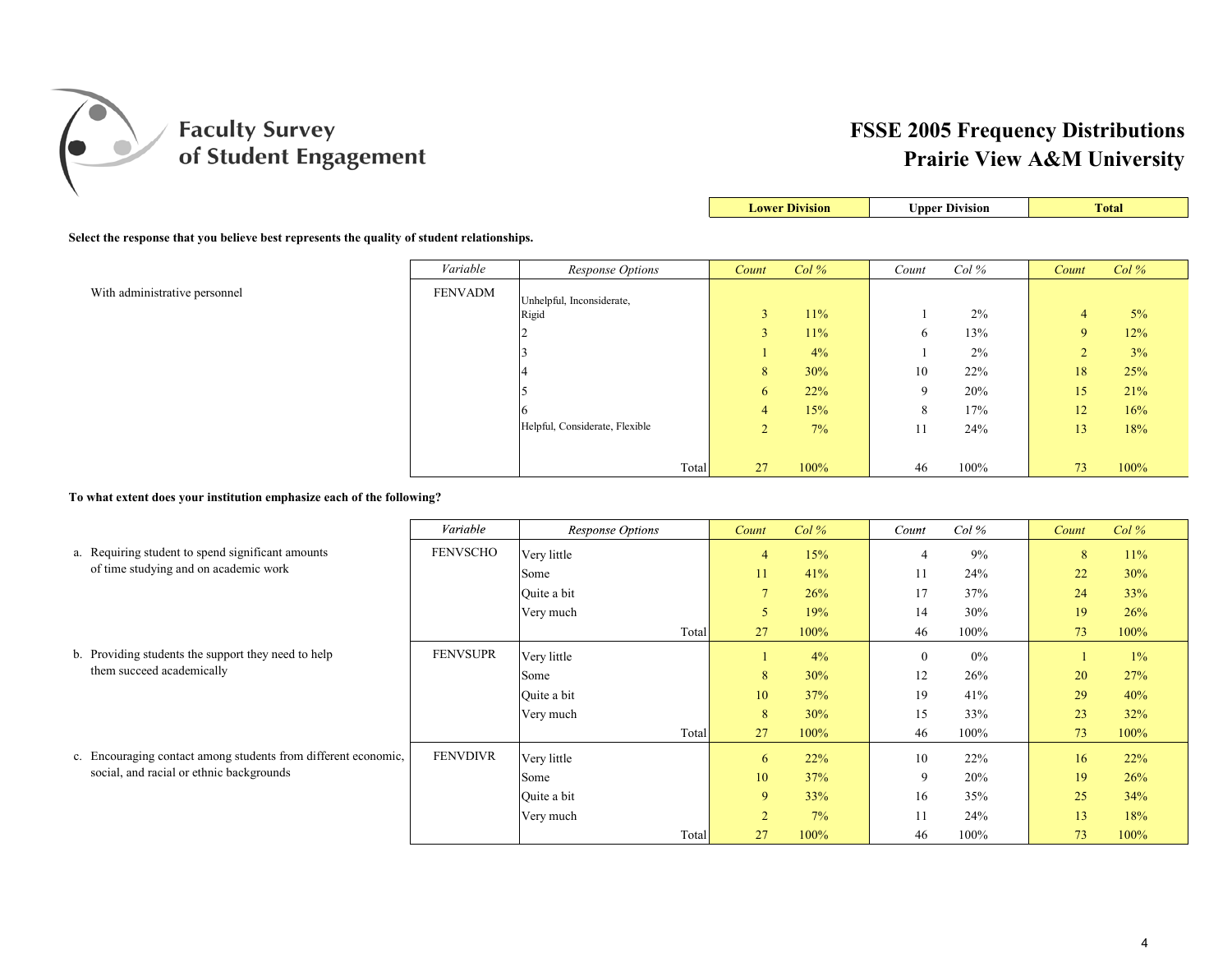# FSSE 2005 Frequency Distributions
## Prairie View A&M University

**Select the response that you believe best represents the quality of student relationships.**

| | Variable | Response Options | Lower Division Count | Lower Division Col % | Upper Division Count | Upper Division Col % | Total Count | Total Col % |
|---|---|---|---|---|---|---|---|---|
| With administrative personnel | FENVADM | Unhelpful, Inconsiderate, Rigid | 3 | 11% | 1 | 2% | 4 | 5% |
| | | 2 | 3 | 11% | 6 | 13% | 9 | 12% |
| | | 3 | 1 | 4% | 1 | 2% | 2 | 3% |
| | | 4 | 8 | 30% | 10 | 22% | 18 | 25% |
| | | 5 | 6 | 22% | 9 | 20% | 15 | 21% |
| | | 6 | 4 | 15% | 8 | 17% | 12 | 16% |
| | | Helpful, Considerate, Flexible | 2 | 7% | 11 | 24% | 13 | 18% |
| | | Total | 27 | 100% | 46 | 100% | 73 | 100% |

**To what extent does your institution emphasize each of the following?**

| | Variable | Response Options | Lower Division Count | Lower Division Col % | Upper Division Count | Upper Division Col % | Total Count | Total Col % |
|---|---|---|---|---|---|---|---|---|
| a. Requiring student to spend significant amounts of time studying and on academic work | FENVSCHO | Very little | 4 | 15% | 4 | 9% | 8 | 11% |
| | | Some | 11 | 41% | 11 | 24% | 22 | 30% |
| | | Quite a bit | 7 | 26% | 17 | 37% | 24 | 33% |
| | | Very much | 5 | 19% | 14 | 30% | 19 | 26% |
| | | Total | 27 | 100% | 46 | 100% | 73 | 100% |
| b. Providing students the support they need to help them succeed academically | FENVSUPR | Very little | 1 | 4% | 0 | 0% | 1 | 1% |
| | | Some | 8 | 30% | 12 | 26% | 20 | 27% |
| | | Quite a bit | 10 | 37% | 19 | 41% | 29 | 40% |
| | | Very much | 8 | 30% | 15 | 33% | 23 | 32% |
| | | Total | 27 | 100% | 46 | 100% | 73 | 100% |
| c. Encouraging contact among students from different economic, social, and racial or ethnic backgrounds | FENVDIVR | Very little | 6 | 22% | 10 | 22% | 16 | 22% |
| | | Some | 10 | 37% | 9 | 20% | 19 | 26% |
| | | Quite a bit | 9 | 33% | 16 | 35% | 25 | 34% |
| | | Very much | 2 | 7% | 11 | 24% | 13 | 18% |
| | | Total | 27 | 100% | 46 | 100% | 73 | 100% |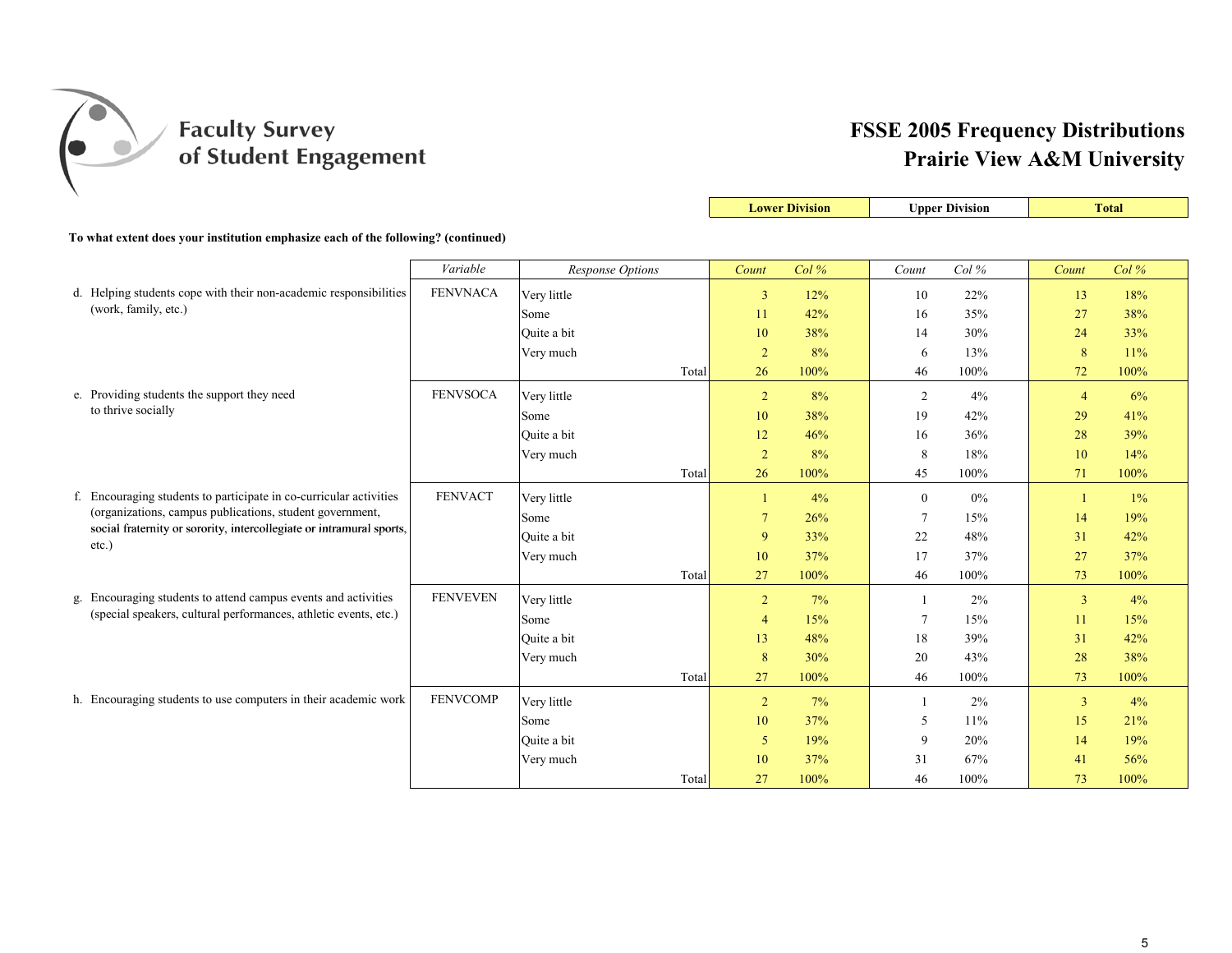# Faculty Survey of Student Engagement

## FSSE 2005 Frequency Distributions
## Prairie View A&M University

**To what extent does your institution emphasize each of the following? (continued)**

| | Variable | Response Options | Lower Division Count | Lower Division Col % | Upper Division Count | Upper Division Col % | Total Count | Total Col % |
|---|---|---|---|---|---|---|---|---|
| d. Helping students cope with their non-academic responsibilities (work, family, etc.) | FENVNACA | Very little | 3 | 12% | 10 | 22% | 13 | 18% |
| | | Some | 11 | 42% | 16 | 35% | 27 | 38% |
| | | Quite a bit | 10 | 38% | 14 | 30% | 24 | 33% |
| | | Very much | 2 | 8% | 6 | 13% | 8 | 11% |
| | | Total | 26 | 100% | 46 | 100% | 72 | 100% |
| e. Providing students the support they need to thrive socially | FENVSOCA | Very little | 2 | 8% | 2 | 4% | 4 | 6% |
| | | Some | 10 | 38% | 19 | 42% | 29 | 41% |
| | | Quite a bit | 12 | 46% | 16 | 36% | 28 | 39% |
| | | Very much | 2 | 8% | 8 | 18% | 10 | 14% |
| | | Total | 26 | 100% | 45 | 100% | 71 | 100% |
| f. Encouraging students to participate in co-curricular activities (organizations, campus publications, student government, social fraternity or sorority, intercollegiate or intramural sports, etc.) | FENVACT | Very little | 1 | 4% | 0 | 0% | 1 | 1% |
| | | Some | 7 | 26% | 7 | 15% | 14 | 19% |
| | | Quite a bit | 9 | 33% | 22 | 48% | 31 | 42% |
| | | Very much | 10 | 37% | 17 | 37% | 27 | 37% |
| | | Total | 27 | 100% | 46 | 100% | 73 | 100% |
| g. Encouraging students to attend campus events and activities (special speakers, cultural performances, athletic events, etc.) | FENVEVEN | Very little | 2 | 7% | 1 | 2% | 3 | 4% |
| | | Some | 4 | 15% | 7 | 15% | 11 | 15% |
| | | Quite a bit | 13 | 48% | 18 | 39% | 31 | 42% |
| | | Very much | 8 | 30% | 20 | 43% | 28 | 38% |
| | | Total | 27 | 100% | 46 | 100% | 73 | 100% |
| h. Encouraging students to use computers in their academic work | FENVCOMP | Very little | 2 | 7% | 1 | 2% | 3 | 4% |
| | | Some | 10 | 37% | 5 | 11% | 15 | 21% |
| | | Quite a bit | 5 | 19% | 9 | 20% | 14 | 19% |
| | | Very much | 10 | 37% | 31 | 67% | 41 | 56% |
| | | Total | 27 | 100% | 46 | 100% | 73 | 100% |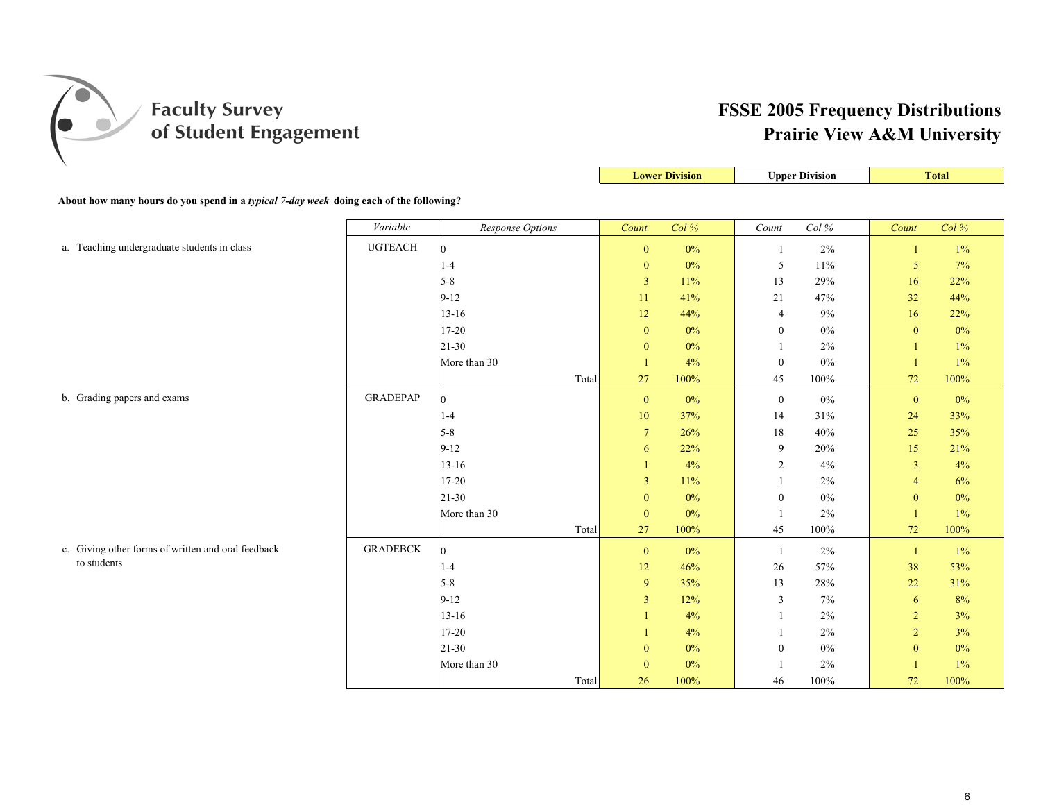# Faculty Survey of Student Engagement

## FSSE 2005 Frequency Distributions
## Prairie View A&M University

**About how many hours do you spend in a *typical 7-day week* doing each of the following?**

| | Variable | Response Options | Lower Division Count | Lower Division Col % | Upper Division Count | Upper Division Col % | Total Count | Total Col % |
|---|---|---|---|---|---|---|---|---|
| a. Teaching undergraduate students in class | UGTEACH | 0 | 0 | 0% | 1 | 2% | 1 | 1% |
| | | 1-4 | 0 | 0% | 5 | 11% | 5 | 7% |
| | | 5-8 | 3 | 11% | 13 | 29% | 16 | 22% |
| | | 9-12 | 11 | 41% | 21 | 47% | 32 | 44% |
| | | 13-16 | 12 | 44% | 4 | 9% | 16 | 22% |
| | | 17-20 | 0 | 0% | 0 | 0% | 0 | 0% |
| | | 21-30 | 0 | 0% | 1 | 2% | 1 | 1% |
| | | More than 30 | 1 | 4% | 0 | 0% | 1 | 1% |
| | | Total | 27 | 100% | 45 | 100% | 72 | 100% |
| b. Grading papers and exams | GRADEPAP | 0 | 0 | 0% | 0 | 0% | 0 | 0% |
| | | 1-4 | 10 | 37% | 14 | 31% | 24 | 33% |
| | | 5-8 | 7 | 26% | 18 | 40% | 25 | 35% |
| | | 9-12 | 6 | 22% | 9 | 20% | 15 | 21% |
| | | 13-16 | 1 | 4% | 2 | 4% | 3 | 4% |
| | | 17-20 | 3 | 11% | 1 | 2% | 4 | 6% |
| | | 21-30 | 0 | 0% | 0 | 0% | 0 | 0% |
| | | More than 30 | 0 | 0% | 1 | 2% | 1 | 1% |
| | | Total | 27 | 100% | 45 | 100% | 72 | 100% |
| c. Giving other forms of written and oral feedback to students | GRADEBCK | 0 | 0 | 0% | 1 | 2% | 1 | 1% |
| | | 1-4 | 12 | 46% | 26 | 57% | 38 | 53% |
| | | 5-8 | 9 | 35% | 13 | 28% | 22 | 31% |
| | | 9-12 | 3 | 12% | 3 | 7% | 6 | 8% |
| | | 13-16 | 1 | 4% | 1 | 2% | 2 | 3% |
| | | 17-20 | 1 | 4% | 1 | 2% | 2 | 3% |
| | | 21-30 | 0 | 0% | 0 | 0% | 0 | 0% |
| | | More than 30 | 0 | 0% | 1 | 2% | 1 | 1% |
| | | Total | 26 | 100% | 46 | 100% | 72 | 100% |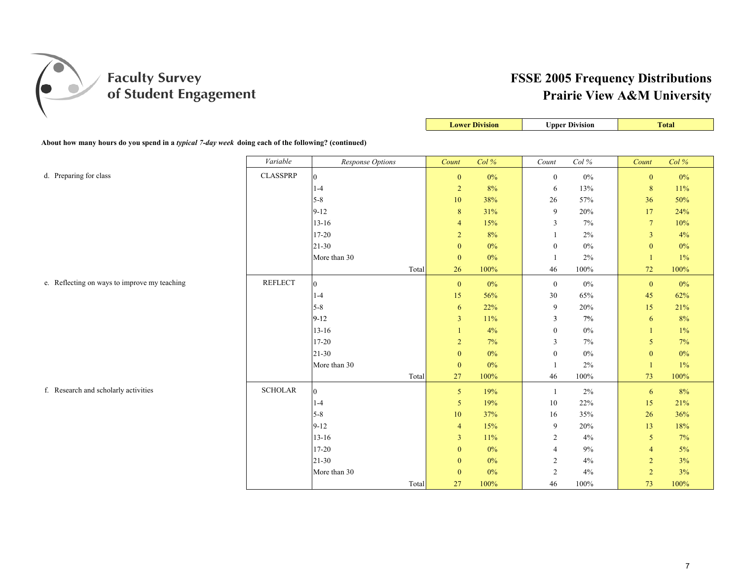# FSSE 2005 Frequency Distributions
# Prairie View A&M University

**About how many hours do you spend in a *typical 7-day week* doing each of the following? (continued)**

| | Variable | Response Options | Lower Division | | Upper Division | | Total | |
|---|---|---|---|---|---|---|---|---|
| | | | *Count* | *Col %* | *Count* | *Col %* | *Count* | *Col %* |
| d. Preparing for class | CLASSPRP | 0 | 0 | 0% | 0 | 0% | 0 | 0% |
| | | 1-4 | 2 | 8% | 6 | 13% | 8 | 11% |
| | | 5-8 | 10 | 38% | 26 | 57% | 36 | 50% |
| | | 9-12 | 8 | 31% | 9 | 20% | 17 | 24% |
| | | 13-16 | 4 | 15% | 3 | 7% | 7 | 10% |
| | | 17-20 | 2 | 8% | 1 | 2% | 3 | 4% |
| | | 21-30 | 0 | 0% | 0 | 0% | 0 | 0% |
| | | More than 30 | 0 | 0% | 1 | 2% | 1 | 1% |
| | | Total | 26 | 100% | 46 | 100% | 72 | 100% |
| e. Reflecting on ways to improve my teaching | REFLECT | 0 | 0 | 0% | 0 | 0% | 0 | 0% |
| | | 1-4 | 15 | 56% | 30 | 65% | 45 | 62% |
| | | 5-8 | 6 | 22% | 9 | 20% | 15 | 21% |
| | | 9-12 | 3 | 11% | 3 | 7% | 6 | 8% |
| | | 13-16 | 1 | 4% | 0 | 0% | 1 | 1% |
| | | 17-20 | 2 | 7% | 3 | 7% | 5 | 7% |
| | | 21-30 | 0 | 0% | 0 | 0% | 0 | 0% |
| | | More than 30 | 0 | 0% | 1 | 2% | 1 | 1% |
| | | Total | 27 | 100% | 46 | 100% | 73 | 100% |
| f. Research and scholarly activities | SCHOLAR | 0 | 5 | 19% | 1 | 2% | 6 | 8% |
| | | 1-4 | 5 | 19% | 10 | 22% | 15 | 21% |
| | | 5-8 | 10 | 37% | 16 | 35% | 26 | 36% |
| | | 9-12 | 4 | 15% | 9 | 20% | 13 | 18% |
| | | 13-16 | 3 | 11% | 2 | 4% | 5 | 7% |
| | | 17-20 | 0 | 0% | 4 | 9% | 4 | 5% |
| | | 21-30 | 0 | 0% | 2 | 4% | 2 | 3% |
| | | More than 30 | 0 | 0% | 2 | 4% | 2 | 3% |
| | | Total | 27 | 100% | 46 | 100% | 73 | 100% |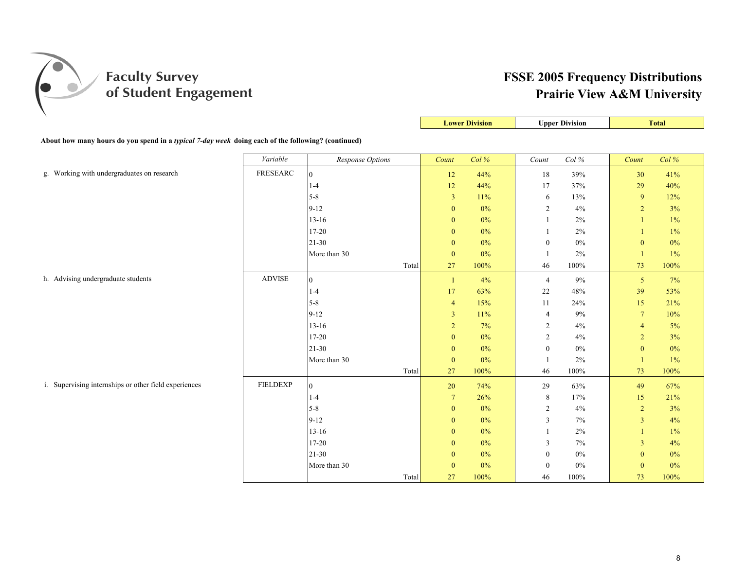# Faculty Survey of Student Engagement

# FSSE 2005 Frequency Distributions
# Prairie View A&M University

**About how many hours do you spend in a *typical 7-day week* doing each of the following? (continued)**

| | Variable | Response Options | Lower Division | | Upper Division | | Total | |
|---|---|---|---|---|---|---|---|---|
| | | | Count | Col % | Count | Col % | Count | Col % |
| g. Working with undergraduates on research | FRESEARC | 0 | 12 | 44% | 18 | 39% | 30 | 41% |
| | | 1-4 | 12 | 44% | 17 | 37% | 29 | 40% |
| | | 5-8 | 3 | 11% | 6 | 13% | 9 | 12% |
| | | 9-12 | 0 | 0% | 2 | 4% | 2 | 3% |
| | | 13-16 | 0 | 0% | 1 | 2% | 1 | 1% |
| | | 17-20 | 0 | 0% | 1 | 2% | 1 | 1% |
| | | 21-30 | 0 | 0% | 0 | 0% | 0 | 0% |
| | | More than 30 | 0 | 0% | 1 | 2% | 1 | 1% |
| | | Total | 27 | 100% | 46 | 100% | 73 | 100% |
| h. Advising undergraduate students | ADVISE | 0 | 1 | 4% | 4 | 9% | 5 | 7% |
| | | 1-4 | 17 | 63% | 22 | 48% | 39 | 53% |
| | | 5-8 | 4 | 15% | 11 | 24% | 15 | 21% |
| | | 9-12 | 3 | 11% | 4 | 9% | 7 | 10% |
| | | 13-16 | 2 | 7% | 2 | 4% | 4 | 5% |
| | | 17-20 | 0 | 0% | 2 | 4% | 2 | 3% |
| | | 21-30 | 0 | 0% | 0 | 0% | 0 | 0% |
| | | More than 30 | 0 | 0% | 1 | 2% | 1 | 1% |
| | | Total | 27 | 100% | 46 | 100% | 73 | 100% |
| i. Supervising internships or other field experiences | FIELDEXP | 0 | 20 | 74% | 29 | 63% | 49 | 67% |
| | | 1-4 | 7 | 26% | 8 | 17% | 15 | 21% |
| | | 5-8 | 0 | 0% | 2 | 4% | 2 | 3% |
| | | 9-12 | 0 | 0% | 3 | 7% | 3 | 4% |
| | | 13-16 | 0 | 0% | 1 | 2% | 1 | 1% |
| | | 17-20 | 0 | 0% | 3 | 7% | 3 | 4% |
| | | 21-30 | 0 | 0% | 0 | 0% | 0 | 0% |
| | | More than 30 | 0 | 0% | 0 | 0% | 0 | 0% |
| | | Total | 27 | 100% | 46 | 100% | 73 | 100% |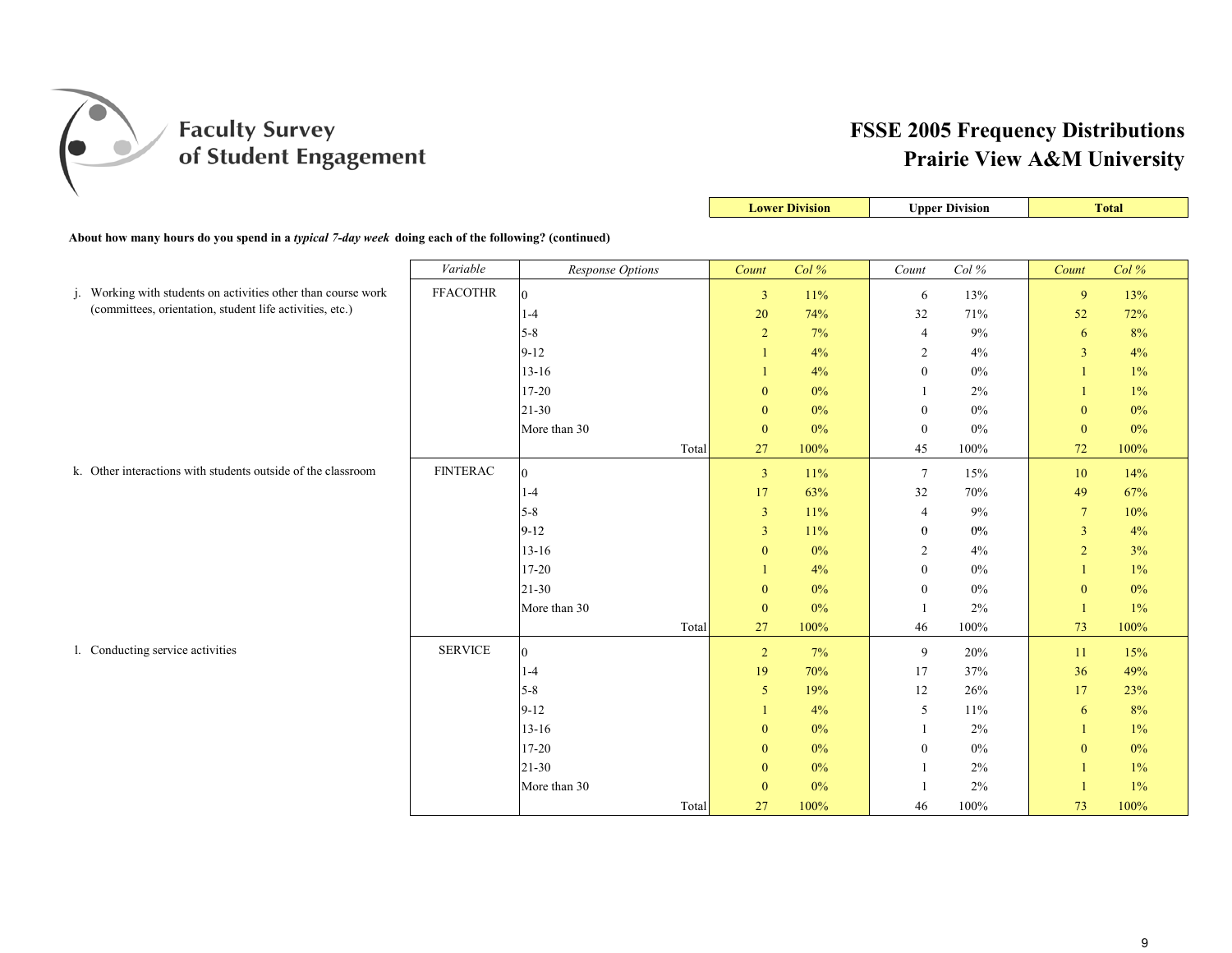# FSSE 2005 Frequency Distributions
## Prairie View A&M University

Faculty Survey of Student Engagement

**About how many hours do you spend in a *typical 7-day week* doing each of the following? (continued)**

| | Variable | Response Options | Lower Division | | Upper Division | | Total | |
|---|---|---|---|---|---|---|---|---|
| | | | *Count* | *Col %* | *Count* | *Col %* | *Count* | *Col %* |
| j. Working with students on activities other than course work (committees, orientation, student life activities, etc.) | FFACOTHR | 0 | 3 | 11% | 6 | 13% | 9 | 13% |
| | | 1-4 | 20 | 74% | 32 | 71% | 52 | 72% |
| | | 5-8 | 2 | 7% | 4 | 9% | 6 | 8% |
| | | 9-12 | 1 | 4% | 2 | 4% | 3 | 4% |
| | | 13-16 | 1 | 4% | 0 | 0% | 1 | 1% |
| | | 17-20 | 0 | 0% | 1 | 2% | 1 | 1% |
| | | 21-30 | 0 | 0% | 0 | 0% | 0 | 0% |
| | | More than 30 | 0 | 0% | 0 | 0% | 0 | 0% |
| | | Total | 27 | 100% | 45 | 100% | 72 | 100% |
| k. Other interactions with students outside of the classroom | FINTERAC | 0 | 3 | 11% | 7 | 15% | 10 | 14% |
| | | 1-4 | 17 | 63% | 32 | 70% | 49 | 67% |
| | | 5-8 | 3 | 11% | 4 | 9% | 7 | 10% |
| | | 9-12 | 3 | 11% | 0 | 0% | 3 | 4% |
| | | 13-16 | 0 | 0% | 2 | 4% | 2 | 3% |
| | | 17-20 | 1 | 4% | 0 | 0% | 1 | 1% |
| | | 21-30 | 0 | 0% | 0 | 0% | 0 | 0% |
| | | More than 30 | 0 | 0% | 1 | 2% | 1 | 1% |
| | | Total | 27 | 100% | 46 | 100% | 73 | 100% |
| l. Conducting service activities | SERVICE | 0 | 2 | 7% | 9 | 20% | 11 | 15% |
| | | 1-4 | 19 | 70% | 17 | 37% | 36 | 49% |
| | | 5-8 | 5 | 19% | 12 | 26% | 17 | 23% |
| | | 9-12 | 1 | 4% | 5 | 11% | 6 | 8% |
| | | 13-16 | 0 | 0% | 1 | 2% | 1 | 1% |
| | | 17-20 | 0 | 0% | 0 | 0% | 0 | 0% |
| | | 21-30 | 0 | 0% | 1 | 2% | 1 | 1% |
| | | More than 30 | 0 | 0% | 1 | 2% | 1 | 1% |
| | | Total | 27 | 100% | 46 | 100% | 73 | 100% |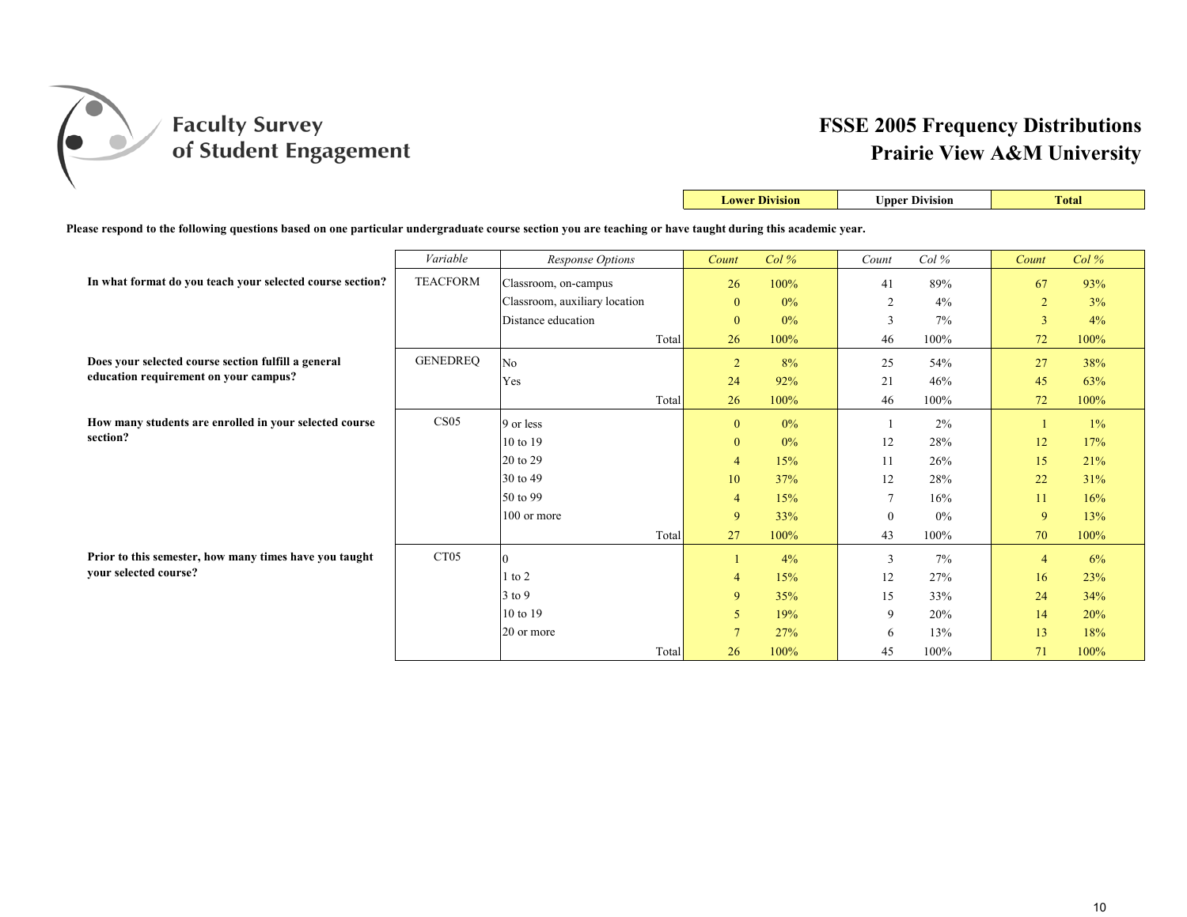# Faculty Survey of Student Engagement

## FSSE 2005 Frequency Distributions
## Prairie View A&M University

**Please respond to the following questions based on one particular undergraduate course section you are teaching or have taught during this academic year.**

| | Variable | Response Options | Lower Division | | Upper Division | | Total | |
|---|---|---|---|---|---|---|---|---|
| | | | *Count* | *Col %* | *Count* | *Col %* | *Count* | *Col %* |
| **In what format do you teach your selected course section?** | TEACFORM | Classroom, on-campus | 26 | 100% | 41 | 89% | 67 | 93% |
| | | Classroom, auxiliary location | 0 | 0% | 2 | 4% | 2 | 3% |
| | | Distance education | 0 | 0% | 3 | 7% | 3 | 4% |
| | | Total | 26 | 100% | 46 | 100% | 72 | 100% |
| **Does your selected course section fulfill a general education requirement on your campus?** | GENEDREQ | No | 2 | 8% | 25 | 54% | 27 | 38% |
| | | Yes | 24 | 92% | 21 | 46% | 45 | 63% |
| | | Total | 26 | 100% | 46 | 100% | 72 | 100% |
| **How many students are enrolled in your selected course section?** | CS05 | 9 or less | 0 | 0% | 1 | 2% | 1 | 1% |
| | | 10 to 19 | 0 | 0% | 12 | 28% | 12 | 17% |
| | | 20 to 29 | 4 | 15% | 11 | 26% | 15 | 21% |
| | | 30 to 49 | 10 | 37% | 12 | 28% | 22 | 31% |
| | | 50 to 99 | 4 | 15% | 7 | 16% | 11 | 16% |
| | | 100 or more | 9 | 33% | 0 | 0% | 9 | 13% |
| | | Total | 27 | 100% | 43 | 100% | 70 | 100% |
| **Prior to this semester, how many times have you taught your selected course?** | CT05 | 0 | 1 | 4% | 3 | 7% | 4 | 6% |
| | | 1 to 2 | 4 | 15% | 12 | 27% | 16 | 23% |
| | | 3 to 9 | 9 | 35% | 15 | 33% | 24 | 34% |
| | | 10 to 19 | 5 | 19% | 9 | 20% | 14 | 20% |
| | | 20 or more | 7 | 27% | 6 | 13% | 13 | 18% |
| | | Total | 26 | 100% | 45 | 100% | 71 | 100% |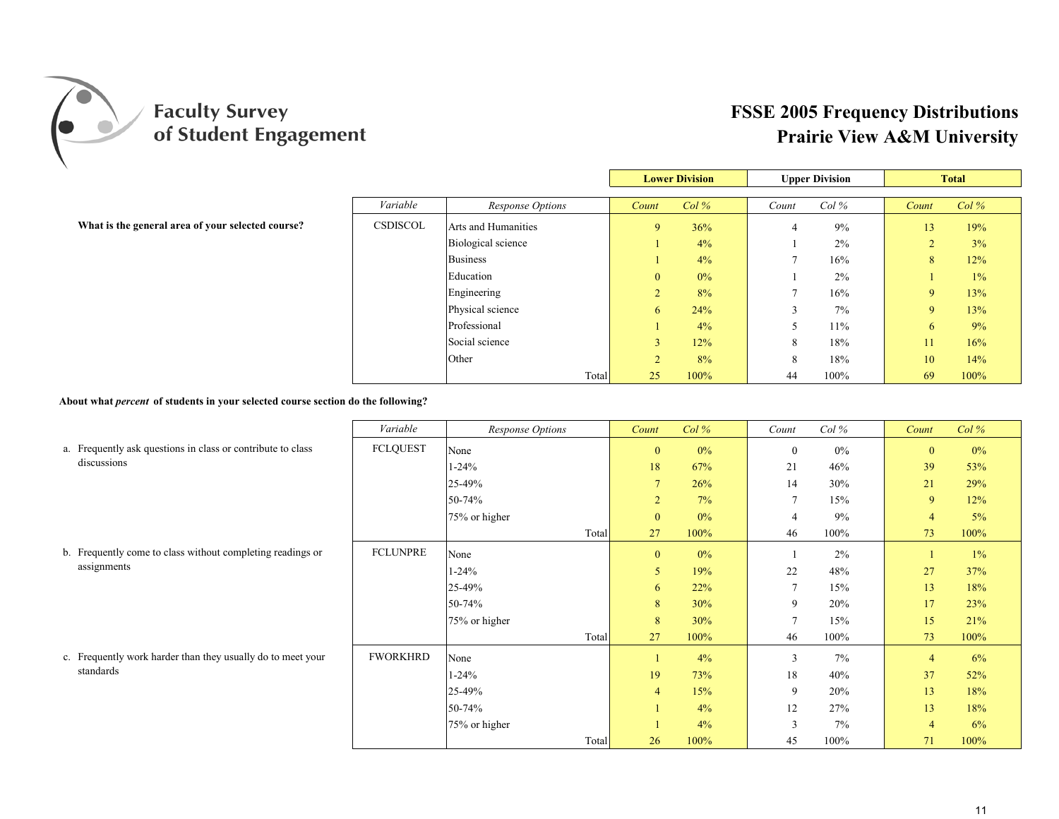# Faculty Survey of Student Engagement

# FSSE 2005 Frequency Distributions
## Prairie View A&M University

| Question | Variable | Response Options | Lower Division Count | Lower Division Col % | Upper Division Count | Upper Division Col % | Total Count | Total Col % |
|---|---|---|---|---|---|---|---|---|
| **What is the general area of your selected course?** | CSDISCOL | Arts and Humanities | 9 | 36% | 4 | 9% | 13 | 19% |
| | | Biological science | 1 | 4% | 1 | 2% | 2 | 3% |
| | | Business | 1 | 4% | 7 | 16% | 8 | 12% |
| | | Education | 0 | 0% | 1 | 2% | 1 | 1% |
| | | Engineering | 2 | 8% | 7 | 16% | 9 | 13% |
| | | Physical science | 6 | 24% | 3 | 7% | 9 | 13% |
| | | Professional | 1 | 4% | 5 | 11% | 6 | 9% |
| | | Social science | 3 | 12% | 8 | 18% | 11 | 16% |
| | | Other | 2 | 8% | 8 | 18% | 10 | 14% |
| | | Total | 25 | 100% | 44 | 100% | 69 | 100% |

**About what *percent* of students in your selected course section do the following?**

| Question | Variable | Response Options | Lower Division Count | Lower Division Col % | Upper Division Count | Upper Division Col % | Total Count | Total Col % |
|---|---|---|---|---|---|---|---|---|
| a. Frequently ask questions in class or contribute to class discussions | FCLQUEST | None | 0 | 0% | 0 | 0% | 0 | 0% |
| | | 1-24% | 18 | 67% | 21 | 46% | 39 | 53% |
| | | 25-49% | 7 | 26% | 14 | 30% | 21 | 29% |
| | | 50-74% | 2 | 7% | 7 | 15% | 9 | 12% |
| | | 75% or higher | 0 | 0% | 4 | 9% | 4 | 5% |
| | | Total | 27 | 100% | 46 | 100% | 73 | 100% |
| b. Frequently come to class without completing readings or assignments | FCLUNPRE | None | 0 | 0% | 1 | 2% | 1 | 1% |
| | | 1-24% | 5 | 19% | 22 | 48% | 27 | 37% |
| | | 25-49% | 6 | 22% | 7 | 15% | 13 | 18% |
| | | 50-74% | 8 | 30% | 9 | 20% | 17 | 23% |
| | | 75% or higher | 8 | 30% | 7 | 15% | 15 | 21% |
| | | Total | 27 | 100% | 46 | 100% | 73 | 100% |
| c. Frequently work harder than they usually do to meet your standards | FWORKHRD | None | 1 | 4% | 3 | 7% | 4 | 6% |
| | | 1-24% | 19 | 73% | 18 | 40% | 37 | 52% |
| | | 25-49% | 4 | 15% | 9 | 20% | 13 | 18% |
| | | 50-74% | 1 | 4% | 12 | 27% | 13 | 18% |
| | | 75% or higher | 1 | 4% | 3 | 7% | 4 | 6% |
| | | Total | 26 | 100% | 45 | 100% | 71 | 100% |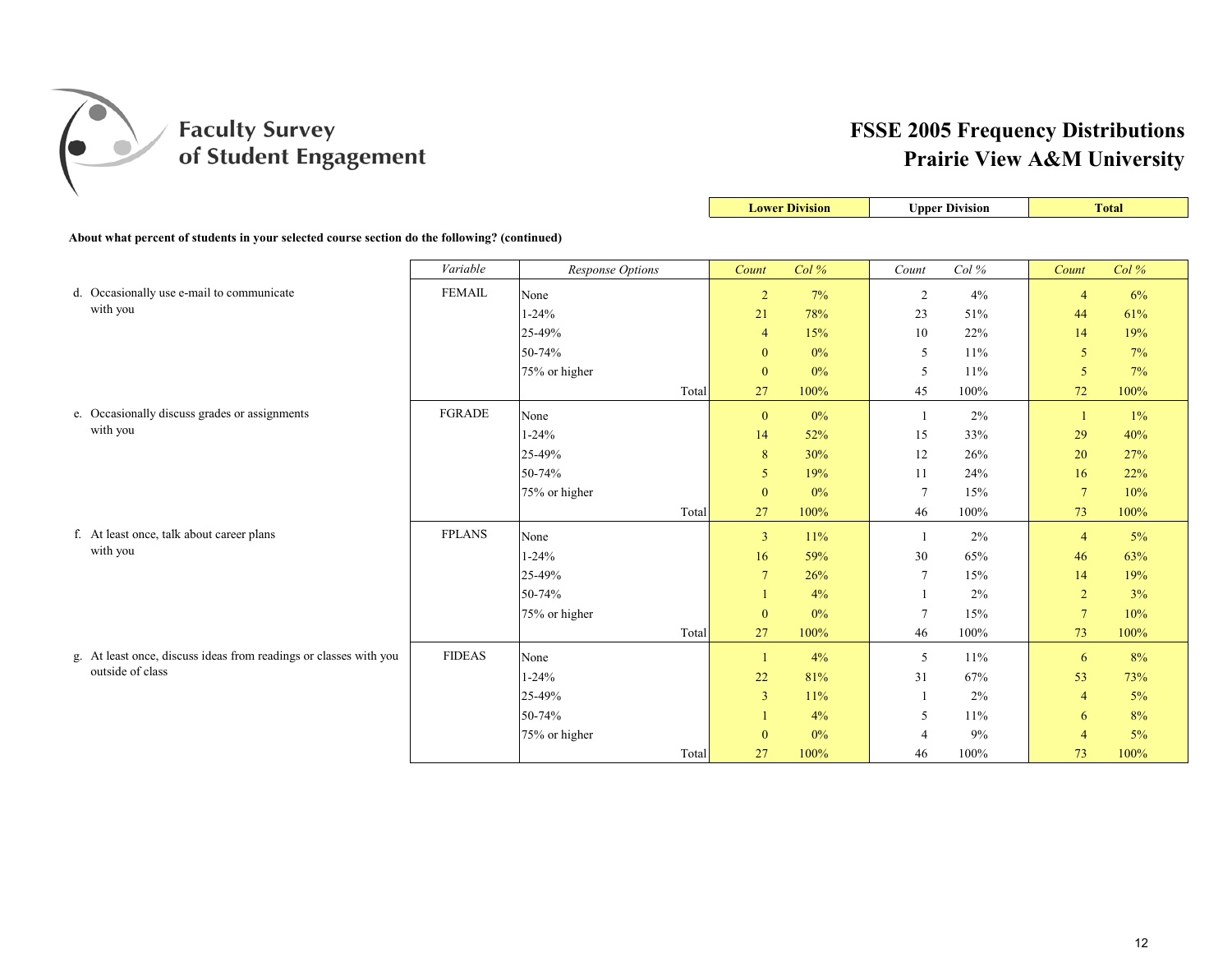# FSSE 2005 Frequency Distributions
## Prairie View A&M University

Faculty Survey of Student Engagement

**About what percent of students in your selected course section do the following? (continued)**

| | Variable | Response Options | Lower Division Count | Lower Division Col % | Upper Division Count | Upper Division Col % | Total Count | Total Col % |
|---|---|---|---|---|---|---|---|---|
| d. Occasionally use e-mail to communicate with you | FEMAIL | None | 2 | 7% | 2 | 4% | 4 | 6% |
| | | 1-24% | 21 | 78% | 23 | 51% | 44 | 61% |
| | | 25-49% | 4 | 15% | 10 | 22% | 14 | 19% |
| | | 50-74% | 0 | 0% | 5 | 11% | 5 | 7% |
| | | 75% or higher | 0 | 0% | 5 | 11% | 5 | 7% |
| | | Total | 27 | 100% | 45 | 100% | 72 | 100% |
| e. Occasionally discuss grades or assignments with you | FGRADE | None | 0 | 0% | 1 | 2% | 1 | 1% |
| | | 1-24% | 14 | 52% | 15 | 33% | 29 | 40% |
| | | 25-49% | 8 | 30% | 12 | 26% | 20 | 27% |
| | | 50-74% | 5 | 19% | 11 | 24% | 16 | 22% |
| | | 75% or higher | 0 | 0% | 7 | 15% | 7 | 10% |
| | | Total | 27 | 100% | 46 | 100% | 73 | 100% |
| f. At least once, talk about career plans with you | FPLANS | None | 3 | 11% | 1 | 2% | 4 | 5% |
| | | 1-24% | 16 | 59% | 30 | 65% | 46 | 63% |
| | | 25-49% | 7 | 26% | 7 | 15% | 14 | 19% |
| | | 50-74% | 1 | 4% | 1 | 2% | 2 | 3% |
| | | 75% or higher | 0 | 0% | 7 | 15% | 7 | 10% |
| | | Total | 27 | 100% | 46 | 100% | 73 | 100% |
| g. At least once, discuss ideas from readings or classes with you outside of class | FIDEAS | None | 1 | 4% | 5 | 11% | 6 | 8% |
| | | 1-24% | 22 | 81% | 31 | 67% | 53 | 73% |
| | | 25-49% | 3 | 11% | 1 | 2% | 4 | 5% |
| | | 50-74% | 1 | 4% | 5 | 11% | 6 | 8% |
| | | 75% or higher | 0 | 0% | 4 | 9% | 4 | 5% |
| | | Total | 27 | 100% | 46 | 100% | 73 | 100% |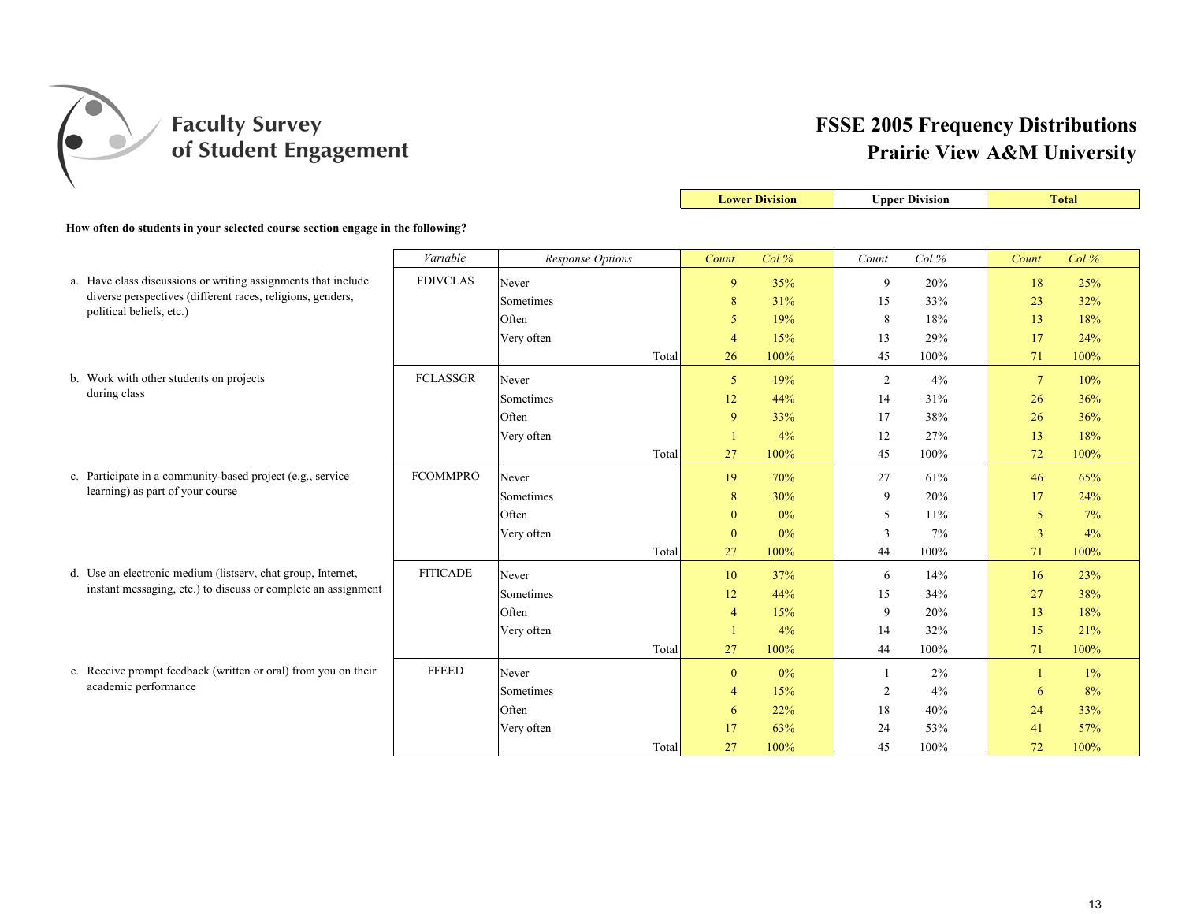# Faculty Survey of Student Engagement

## FSSE 2005 Frequency Distributions
## Prairie View A&M University

**How often do students in your selected course section engage in the following?**

| | Variable | Response Options | Lower Division Count | Lower Division Col % | Upper Division Count | Upper Division Col % | Total Count | Total Col % |
|---|---|---|---|---|---|---|---|---|
| a. Have class discussions or writing assignments that include diverse perspectives (different races, religions, genders, political beliefs, etc.) | FDIVCLAS | Never | 9 | 35% | 9 | 20% | 18 | 25% |
| | | Sometimes | 8 | 31% | 15 | 33% | 23 | 32% |
| | | Often | 5 | 19% | 8 | 18% | 13 | 18% |
| | | Very often | 4 | 15% | 13 | 29% | 17 | 24% |
| | | Total | 26 | 100% | 45 | 100% | 71 | 100% |
| b. Work with other students on projects during class | FCLASSGR | Never | 5 | 19% | 2 | 4% | 7 | 10% |
| | | Sometimes | 12 | 44% | 14 | 31% | 26 | 36% |
| | | Often | 9 | 33% | 17 | 38% | 26 | 36% |
| | | Very often | 1 | 4% | 12 | 27% | 13 | 18% |
| | | Total | 27 | 100% | 45 | 100% | 72 | 100% |
| c. Participate in a community-based project (e.g., service learning) as part of your course | FCOMMPRO | Never | 19 | 70% | 27 | 61% | 46 | 65% |
| | | Sometimes | 8 | 30% | 9 | 20% | 17 | 24% |
| | | Often | 0 | 0% | 5 | 11% | 5 | 7% |
| | | Very often | 0 | 0% | 3 | 7% | 3 | 4% |
| | | Total | 27 | 100% | 44 | 100% | 71 | 100% |
| d. Use an electronic medium (listserv, chat group, Internet, instant messaging, etc.) to discuss or complete an assignment | FITICADE | Never | 10 | 37% | 6 | 14% | 16 | 23% |
| | | Sometimes | 12 | 44% | 15 | 34% | 27 | 38% |
| | | Often | 4 | 15% | 9 | 20% | 13 | 18% |
| | | Very often | 1 | 4% | 14 | 32% | 15 | 21% |
| | | Total | 27 | 100% | 44 | 100% | 71 | 100% |
| e. Receive prompt feedback (written or oral) from you on their academic performance | FFEED | Never | 0 | 0% | 1 | 2% | 1 | 1% |
| | | Sometimes | 4 | 15% | 2 | 4% | 6 | 8% |
| | | Often | 6 | 22% | 18 | 40% | 24 | 33% |
| | | Very often | 17 | 63% | 24 | 53% | 41 | 57% |
| | | Total | 27 | 100% | 45 | 100% | 72 | 100% |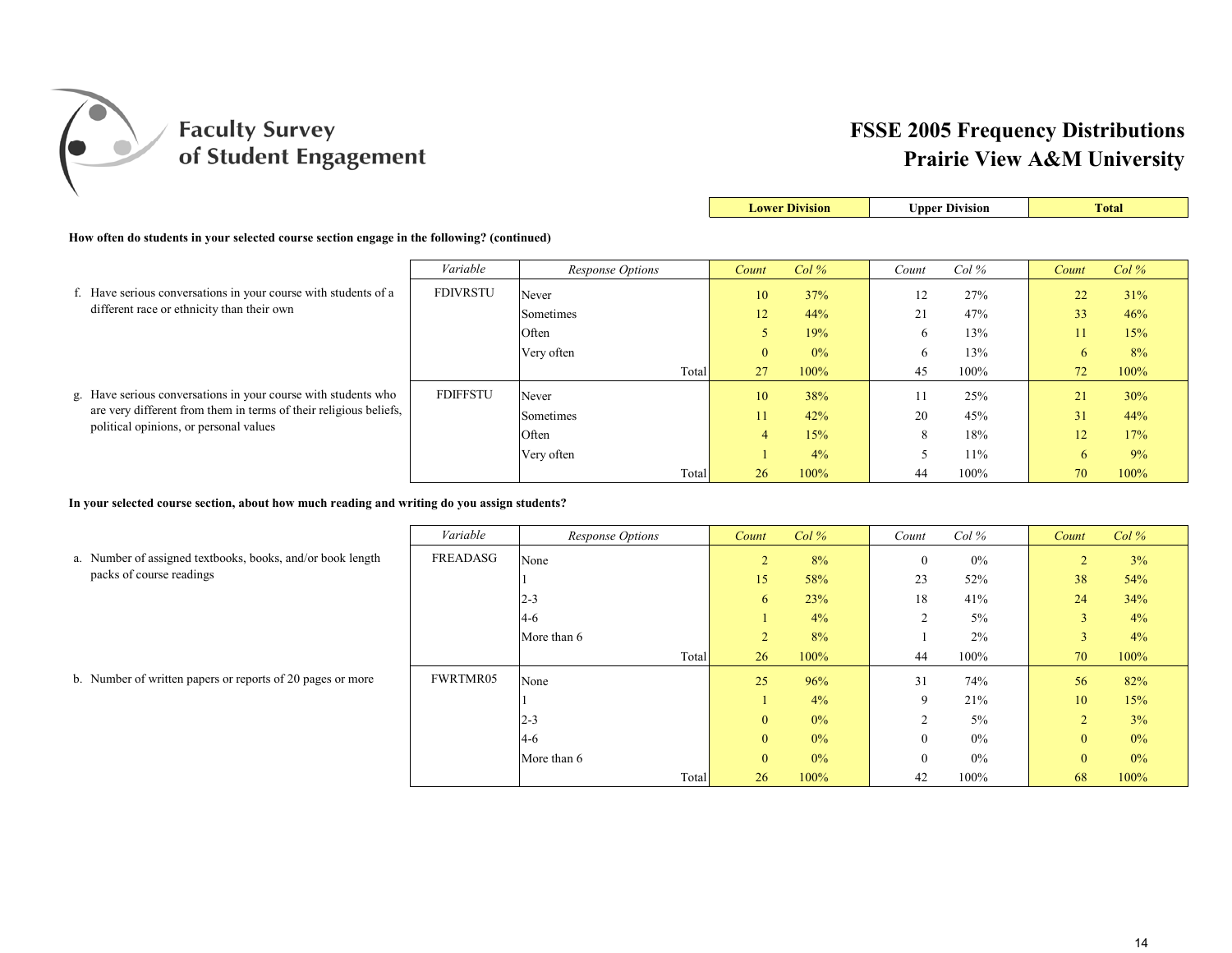# Faculty Survey of Student Engagement

## FSSE 2005 Frequency Distributions
## Prairie View A&M University

**How often do students in your selected course section engage in the following? (continued)**

| | Variable | Response Options | Lower Division Count | Lower Division Col % | Upper Division Count | Upper Division Col % | Total Count | Total Col % |
|---|---|---|---|---|---|---|---|---|
| f. Have serious conversations in your course with students of a different race or ethnicity than their own | FDIVRSTU | Never | 10 | 37% | 12 | 27% | 22 | 31% |
| | | Sometimes | 12 | 44% | 21 | 47% | 33 | 46% |
| | | Often | 5 | 19% | 6 | 13% | 11 | 15% |
| | | Very often | 0 | 0% | 6 | 13% | 6 | 8% |
| | | Total | 27 | 100% | 45 | 100% | 72 | 100% |
| g. Have serious conversations in your course with students who are very different from them in terms of their religious beliefs, political opinions, or personal values | FDIFFSTU | Never | 10 | 38% | 11 | 25% | 21 | 30% |
| | | Sometimes | 11 | 42% | 20 | 45% | 31 | 44% |
| | | Often | 4 | 15% | 8 | 18% | 12 | 17% |
| | | Very often | 1 | 4% | 5 | 11% | 6 | 9% |
| | | Total | 26 | 100% | 44 | 100% | 70 | 100% |

**In your selected course section, about how much reading and writing do you assign students?**

| | Variable | Response Options | Lower Division Count | Lower Division Col % | Upper Division Count | Upper Division Col % | Total Count | Total Col % |
|---|---|---|---|---|---|---|---|---|
| a. Number of assigned textbooks, books, and/or book length packs of course readings | FREADASG | None | 2 | 8% | 0 | 0% | 2 | 3% |
| | | 1 | 15 | 58% | 23 | 52% | 38 | 54% |
| | | 2-3 | 6 | 23% | 18 | 41% | 24 | 34% |
| | | 4-6 | 1 | 4% | 2 | 5% | 3 | 4% |
| | | More than 6 | 2 | 8% | 1 | 2% | 3 | 4% |
| | | Total | 26 | 100% | 44 | 100% | 70 | 100% |
| b. Number of written papers or reports of 20 pages or more | FWRTMR05 | None | 25 | 96% | 31 | 74% | 56 | 82% |
| | | 1 | 1 | 4% | 9 | 21% | 10 | 15% |
| | | 2-3 | 0 | 0% | 2 | 5% | 2 | 3% |
| | | 4-6 | 0 | 0% | 0 | 0% | 0 | 0% |
| | | More than 6 | 0 | 0% | 0 | 0% | 0 | 0% |
| | | Total | 26 | 100% | 42 | 100% | 68 | 100% |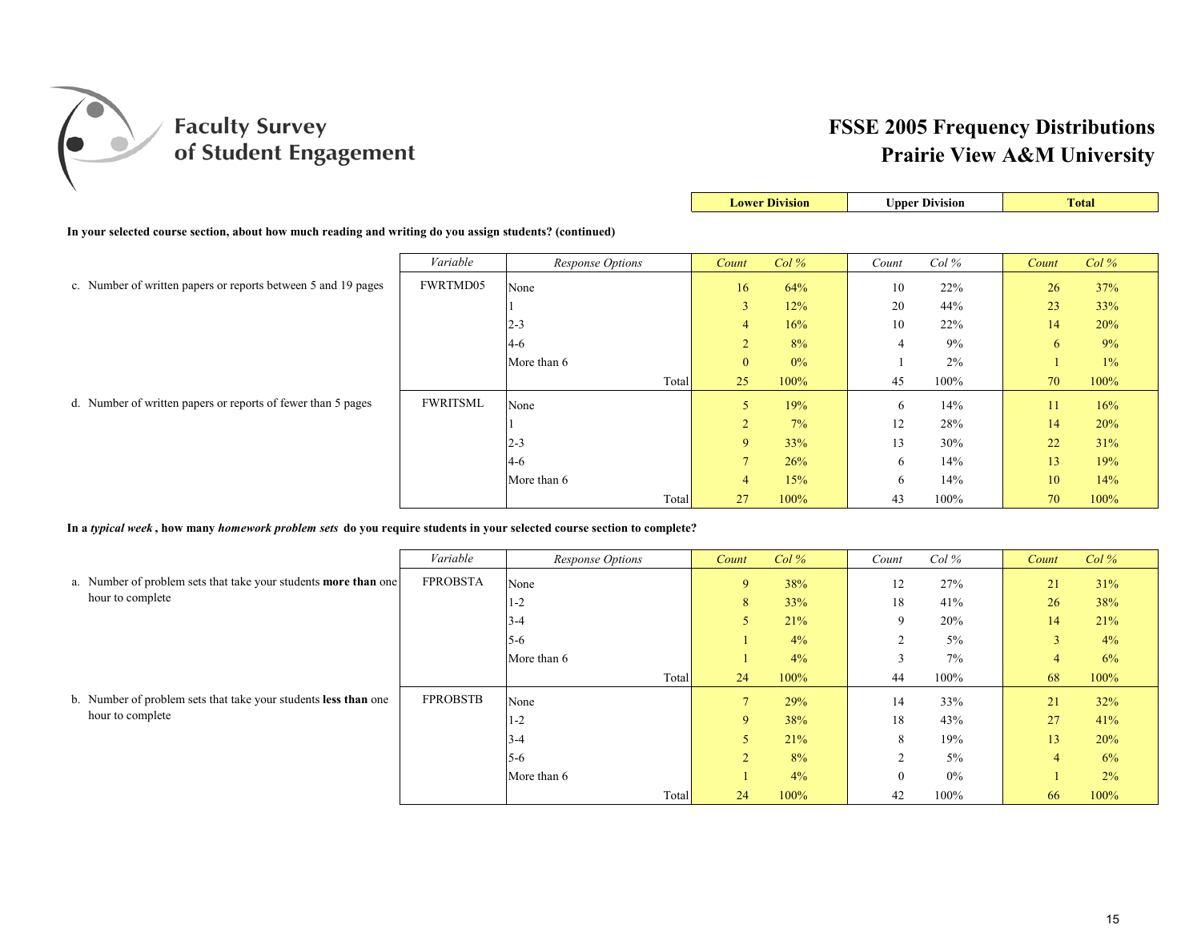# Faculty Survey of Student Engagement

## FSSE 2005 Frequency Distributions
## Prairie View A&M University

**In your selected course section, about how much reading and writing do you assign students? (continued)**

| | Variable | Response Options | Lower Division Count | Lower Division Col % | Upper Division Count | Upper Division Col % | Total Count | Total Col % |
|---|---|---|---|---|---|---|---|---|
| c. Number of written papers or reports between 5 and 19 pages | FWRTMD05 | None | 16 | 64% | 10 | 22% | 26 | 37% |
| | | 1 | 3 | 12% | 20 | 44% | 23 | 33% |
| | | 2-3 | 4 | 16% | 10 | 22% | 14 | 20% |
| | | 4-6 | 2 | 8% | 4 | 9% | 6 | 9% |
| | | More than 6 | 0 | 0% | 1 | 2% | 1 | 1% |
| | | Total | 25 | 100% | 45 | 100% | 70 | 100% |
| d. Number of written papers or reports of fewer than 5 pages | FWRITSML | None | 5 | 19% | 6 | 14% | 11 | 16% |
| | | 1 | 2 | 7% | 12 | 28% | 14 | 20% |
| | | 2-3 | 9 | 33% | 13 | 30% | 22 | 31% |
| | | 4-6 | 7 | 26% | 6 | 14% | 13 | 19% |
| | | More than 6 | 4 | 15% | 6 | 14% | 10 | 14% |
| | | Total | 27 | 100% | 43 | 100% | 70 | 100% |

**In a *typical week* , how many *homework problem sets* do you require students in your selected course section to complete?**

| | Variable | Response Options | Lower Division Count | Lower Division Col % | Upper Division Count | Upper Division Col % | Total Count | Total Col % |
|---|---|---|---|---|---|---|---|---|
| a. Number of problem sets that take your students **more than** one hour to complete | FPROBSTA | None | 9 | 38% | 12 | 27% | 21 | 31% |
| | | 1-2 | 8 | 33% | 18 | 41% | 26 | 38% |
| | | 3-4 | 5 | 21% | 9 | 20% | 14 | 21% |
| | | 5-6 | 1 | 4% | 2 | 5% | 3 | 4% |
| | | More than 6 | 1 | 4% | 3 | 7% | 4 | 6% |
| | | Total | 24 | 100% | 44 | 100% | 68 | 100% |
| b. Number of problem sets that take your students **less than** one hour to complete | FPROBSTB | None | 7 | 29% | 14 | 33% | 21 | 32% |
| | | 1-2 | 9 | 38% | 18 | 43% | 27 | 41% |
| | | 3-4 | 5 | 21% | 8 | 19% | 13 | 20% |
| | | 5-6 | 2 | 8% | 2 | 5% | 4 | 6% |
| | | More than 6 | 1 | 4% | 0 | 0% | 1 | 2% |
| | | Total | 24 | 100% | 42 | 100% | 66 | 100% |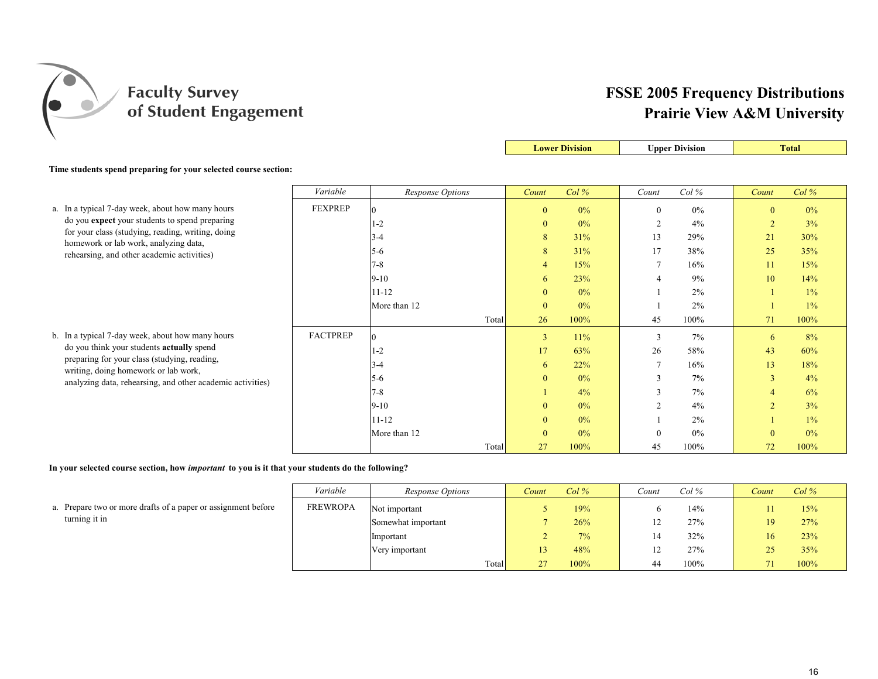# Faculty Survey of Student Engagement

## FSSE 2005 Frequency Distributions
## Prairie View A&M University

**Time students spend preparing for your selected course section:**

| | Variable | Response Options | Lower Division Count | Lower Division Col % | Upper Division Count | Upper Division Col % | Total Count | Total Col % |
|---|---|---|---|---|---|---|---|---|
| a. In a typical 7-day week, about how many hours do you **expect** your students to spend preparing for your class (studying, reading, writing, doing homework or lab work, analyzing data, rehearsing, and other academic activities) | FEXPREP | 0 | 0 | 0% | 0 | 0% | 0 | 0% |
| | | 1-2 | 0 | 0% | 2 | 4% | 2 | 3% |
| | | 3-4 | 8 | 31% | 13 | 29% | 21 | 30% |
| | | 5-6 | 8 | 31% | 17 | 38% | 25 | 35% |
| | | 7-8 | 4 | 15% | 7 | 16% | 11 | 15% |
| | | 9-10 | 6 | 23% | 4 | 9% | 10 | 14% |
| | | 11-12 | 0 | 0% | 1 | 2% | 1 | 1% |
| | | More than 12 | 0 | 0% | 1 | 2% | 1 | 1% |
| | | Total | 26 | 100% | 45 | 100% | 71 | 100% |
| b. In a typical 7-day week, about how many hours do you think your students **actually** spend preparing for your class (studying, reading, writing, doing homework or lab work, analyzing data, rehearsing, and other academic activities) | FACTPREP | 0 | 3 | 11% | 3 | 7% | 6 | 8% |
| | | 1-2 | 17 | 63% | 26 | 58% | 43 | 60% |
| | | 3-4 | 6 | 22% | 7 | 16% | 13 | 18% |
| | | 5-6 | 0 | 0% | 3 | 7% | 3 | 4% |
| | | 7-8 | 1 | 4% | 3 | 7% | 4 | 6% |
| | | 9-10 | 0 | 0% | 2 | 4% | 2 | 3% |
| | | 11-12 | 0 | 0% | 1 | 2% | 1 | 1% |
| | | More than 12 | 0 | 0% | 0 | 0% | 0 | 0% |
| | | Total | 27 | 100% | 45 | 100% | 72 | 100% |

**In your selected course section, how *important* to you is it that your students do the following?**

| | Variable | Response Options | Lower Division Count | Lower Division Col % | Upper Division Count | Upper Division Col % | Total Count | Total Col % |
|---|---|---|---|---|---|---|---|---|
| a. Prepare two or more drafts of a paper or assignment before turning it in | FREWROPA | Not important | 5 | 19% | 6 | 14% | 11 | 15% |
| | | Somewhat important | 7 | 26% | 12 | 27% | 19 | 27% |
| | | Important | 2 | 7% | 14 | 32% | 16 | 23% |
| | | Very important | 13 | 48% | 12 | 27% | 25 | 35% |
| | | Total | 27 | 100% | 44 | 100% | 71 | 100% |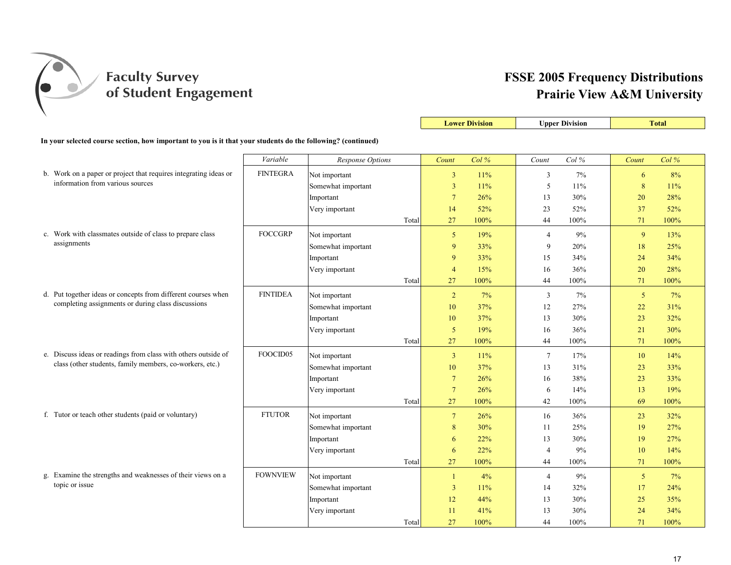# Faculty Survey of Student Engagement

## FSSE 2005 Frequency Distributions
## Prairie View A&M University

**In your selected course section, how important to you is it that your students do the following? (continued)**

| | Variable | Response Options | Lower Division Count | Lower Division Col % | Upper Division Count | Upper Division Col % | Total Count | Total Col % |
|---|---|---|---|---|---|---|---|---|
| b. Work on a paper or project that requires integrating ideas or information from various sources | FINTEGRA | Not important | 3 | 11% | 3 | 7% | 6 | 8% |
| | | Somewhat important | 3 | 11% | 5 | 11% | 8 | 11% |
| | | Important | 7 | 26% | 13 | 30% | 20 | 28% |
| | | Very important | 14 | 52% | 23 | 52% | 37 | 52% |
| | | Total | 27 | 100% | 44 | 100% | 71 | 100% |
| c. Work with classmates outside of class to prepare class assignments | FOCCGRP | Not important | 5 | 19% | 4 | 9% | 9 | 13% |
| | | Somewhat important | 9 | 33% | 9 | 20% | 18 | 25% |
| | | Important | 9 | 33% | 15 | 34% | 24 | 34% |
| | | Very important | 4 | 15% | 16 | 36% | 20 | 28% |
| | | Total | 27 | 100% | 44 | 100% | 71 | 100% |
| d. Put together ideas or concepts from different courses when completing assignments or during class discussions | FINTIDEA | Not important | 2 | 7% | 3 | 7% | 5 | 7% |
| | | Somewhat important | 10 | 37% | 12 | 27% | 22 | 31% |
| | | Important | 10 | 37% | 13 | 30% | 23 | 32% |
| | | Very important | 5 | 19% | 16 | 36% | 21 | 30% |
| | | Total | 27 | 100% | 44 | 100% | 71 | 100% |
| e. Discuss ideas or readings from class with others outside of class (other students, family members, co-workers, etc.) | FOOCID05 | Not important | 3 | 11% | 7 | 17% | 10 | 14% |
| | | Somewhat important | 10 | 37% | 13 | 31% | 23 | 33% |
| | | Important | 7 | 26% | 16 | 38% | 23 | 33% |
| | | Very important | 7 | 26% | 6 | 14% | 13 | 19% |
| | | Total | 27 | 100% | 42 | 100% | 69 | 100% |
| f. Tutor or teach other students (paid or voluntary) | FTUTOR | Not important | 7 | 26% | 16 | 36% | 23 | 32% |
| | | Somewhat important | 8 | 30% | 11 | 25% | 19 | 27% |
| | | Important | 6 | 22% | 13 | 30% | 19 | 27% |
| | | Very important | 6 | 22% | 4 | 9% | 10 | 14% |
| | | Total | 27 | 100% | 44 | 100% | 71 | 100% |
| g. Examine the strengths and weaknesses of their views on a topic or issue | FOWNVIEW | Not important | 1 | 4% | 4 | 9% | 5 | 7% |
| | | Somewhat important | 3 | 11% | 14 | 32% | 17 | 24% |
| | | Important | 12 | 44% | 13 | 30% | 25 | 35% |
| | | Very important | 11 | 41% | 13 | 30% | 24 | 34% |
| | | Total | 27 | 100% | 44 | 100% | 71 | 100% |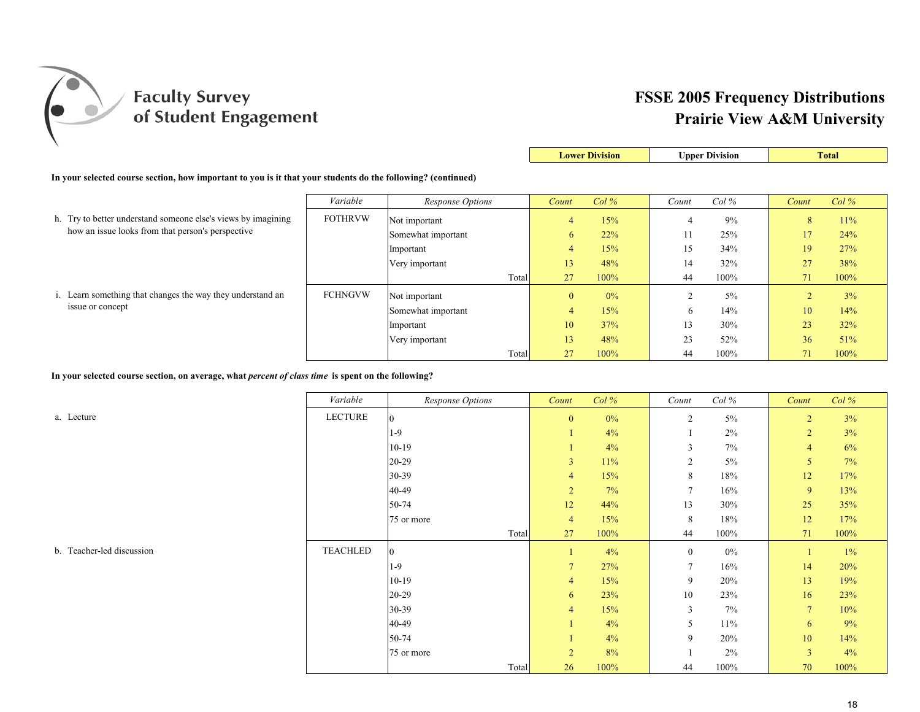Faculty Survey of Student Engagement

# FSSE 2005 Frequency Distributions
## Prairie View A&M University

**In your selected course section, how important to you is it that your students do the following? (continued)**

| | Variable | Response Options | Lower Division Count | Lower Division Col % | Upper Division Count | Upper Division Col % | Total Count | Total Col % |
|---|---|---|---|---|---|---|---|---|
| h. Try to better understand someone else's views by imagining how an issue looks from that person's perspective | FOTHRVW | Not important | 4 | 15% | 4 | 9% | 8 | 11% |
| | | Somewhat important | 6 | 22% | 11 | 25% | 17 | 24% |
| | | Important | 4 | 15% | 15 | 34% | 19 | 27% |
| | | Very important | 13 | 48% | 14 | 32% | 27 | 38% |
| | | Total | 27 | 100% | 44 | 100% | 71 | 100% |
| i. Learn something that changes the way they understand an issue or concept | FCHNGVW | Not important | 0 | 0% | 2 | 5% | 2 | 3% |
| | | Somewhat important | 4 | 15% | 6 | 14% | 10 | 14% |
| | | Important | 10 | 37% | 13 | 30% | 23 | 32% |
| | | Very important | 13 | 48% | 23 | 52% | 36 | 51% |
| | | Total | 27 | 100% | 44 | 100% | 71 | 100% |

**In your selected course section, on average, what *percent of class time* is spent on the following?**

| | Variable | Response Options | Lower Division Count | Lower Division Col % | Upper Division Count | Upper Division Col % | Total Count | Total Col % |
|---|---|---|---|---|---|---|---|---|
| a. Lecture | LECTURE | 0 | 0 | 0% | 2 | 5% | 2 | 3% |
| | | 1-9 | 1 | 4% | 1 | 2% | 2 | 3% |
| | | 10-19 | 1 | 4% | 3 | 7% | 4 | 6% |
| | | 20-29 | 3 | 11% | 2 | 5% | 5 | 7% |
| | | 30-39 | 4 | 15% | 8 | 18% | 12 | 17% |
| | | 40-49 | 2 | 7% | 7 | 16% | 9 | 13% |
| | | 50-74 | 12 | 44% | 13 | 30% | 25 | 35% |
| | | 75 or more | 4 | 15% | 8 | 18% | 12 | 17% |
| | | Total | 27 | 100% | 44 | 100% | 71 | 100% |
| b. Teacher-led discussion | TEACHLED | 0 | 1 | 4% | 0 | 0% | 1 | 1% |
| | | 1-9 | 7 | 27% | 7 | 16% | 14 | 20% |
| | | 10-19 | 4 | 15% | 9 | 20% | 13 | 19% |
| | | 20-29 | 6 | 23% | 10 | 23% | 16 | 23% |
| | | 30-39 | 4 | 15% | 3 | 7% | 7 | 10% |
| | | 40-49 | 1 | 4% | 5 | 11% | 6 | 9% |
| | | 50-74 | 1 | 4% | 9 | 20% | 10 | 14% |
| | | 75 or more | 2 | 8% | 1 | 2% | 3 | 4% |
| | | Total | 26 | 100% | 44 | 100% | 70 | 100% |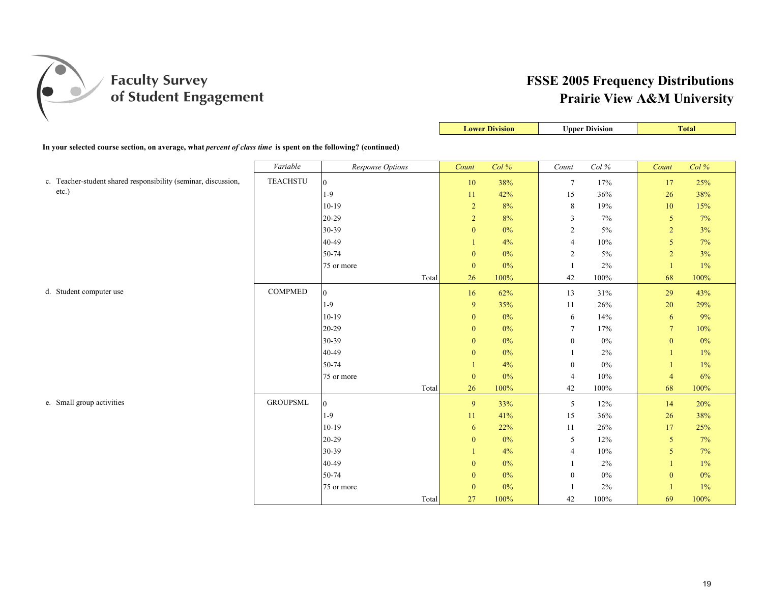# FSSE 2005 Frequency Distributions
## Prairie View A&M University

**In your selected course section, on average, what *percent of class time* is spent on the following? (continued)**

| | Variable | Response Options | Lower Division Count | Lower Division Col % | Upper Division Count | Upper Division Col % | Total Count | Total Col % |
|---|---|---|---|---|---|---|---|---|
| c. Teacher-student shared responsibility (seminar, discussion, etc.) | TEACHSTU | 0 | 10 | 38% | 7 | 17% | 17 | 25% |
| | | 1-9 | 11 | 42% | 15 | 36% | 26 | 38% |
| | | 10-19 | 2 | 8% | 8 | 19% | 10 | 15% |
| | | 20-29 | 2 | 8% | 3 | 7% | 5 | 7% |
| | | 30-39 | 0 | 0% | 2 | 5% | 2 | 3% |
| | | 40-49 | 1 | 4% | 4 | 10% | 5 | 7% |
| | | 50-74 | 0 | 0% | 2 | 5% | 2 | 3% |
| | | 75 or more | 0 | 0% | 1 | 2% | 1 | 1% |
| | | Total | 26 | 100% | 42 | 100% | 68 | 100% |
| d. Student computer use | COMPMED | 0 | 16 | 62% | 13 | 31% | 29 | 43% |
| | | 1-9 | 9 | 35% | 11 | 26% | 20 | 29% |
| | | 10-19 | 0 | 0% | 6 | 14% | 6 | 9% |
| | | 20-29 | 0 | 0% | 7 | 17% | 7 | 10% |
| | | 30-39 | 0 | 0% | 0 | 0% | 0 | 0% |
| | | 40-49 | 0 | 0% | 1 | 2% | 1 | 1% |
| | | 50-74 | 1 | 4% | 0 | 0% | 1 | 1% |
| | | 75 or more | 0 | 0% | 4 | 10% | 4 | 6% |
| | | Total | 26 | 100% | 42 | 100% | 68 | 100% |
| e. Small group activities | GROUPSML | 0 | 9 | 33% | 5 | 12% | 14 | 20% |
| | | 1-9 | 11 | 41% | 15 | 36% | 26 | 38% |
| | | 10-19 | 6 | 22% | 11 | 26% | 17 | 25% |
| | | 20-29 | 0 | 0% | 5 | 12% | 5 | 7% |
| | | 30-39 | 1 | 4% | 4 | 10% | 5 | 7% |
| | | 40-49 | 0 | 0% | 1 | 2% | 1 | 1% |
| | | 50-74 | 0 | 0% | 0 | 0% | 0 | 0% |
| | | 75 or more | 0 | 0% | 1 | 2% | 1 | 1% |
| | | Total | 27 | 100% | 42 | 100% | 69 | 100% |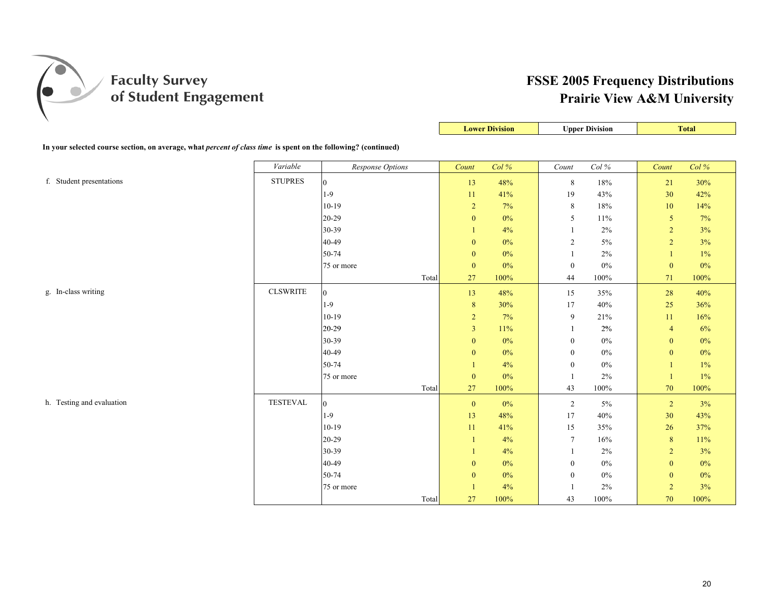# Faculty Survey of Student Engagement

## FSSE 2005 Frequency Distributions
## Prairie View A&M University

**In your selected course section, on average, what *percent of class time* is spent on the following? (continued)**

| | *Variable* | *Response Options* | Lower Division *Count* | Lower Division *Col %* | Upper Division *Count* | Upper Division *Col %* | Total *Count* | Total *Col %* |
|---|---|---|---|---|---|---|---|---|
| f. Student presentations | STUPRES | 0 | 13 | 48% | 8 | 18% | 21 | 30% |
| | | 1-9 | 11 | 41% | 19 | 43% | 30 | 42% |
| | | 10-19 | 2 | 7% | 8 | 18% | 10 | 14% |
| | | 20-29 | 0 | 0% | 5 | 11% | 5 | 7% |
| | | 30-39 | 1 | 4% | 1 | 2% | 2 | 3% |
| | | 40-49 | 0 | 0% | 2 | 5% | 2 | 3% |
| | | 50-74 | 0 | 0% | 1 | 2% | 1 | 1% |
| | | 75 or more | 0 | 0% | 0 | 0% | 0 | 0% |
| | | Total | 27 | 100% | 44 | 100% | 71 | 100% |
| g. In-class writing | CLSWRITE | 0 | 13 | 48% | 15 | 35% | 28 | 40% |
| | | 1-9 | 8 | 30% | 17 | 40% | 25 | 36% |
| | | 10-19 | 2 | 7% | 9 | 21% | 11 | 16% |
| | | 20-29 | 3 | 11% | 1 | 2% | 4 | 6% |
| | | 30-39 | 0 | 0% | 0 | 0% | 0 | 0% |
| | | 40-49 | 0 | 0% | 0 | 0% | 0 | 0% |
| | | 50-74 | 1 | 4% | 0 | 0% | 1 | 1% |
| | | 75 or more | 0 | 0% | 1 | 2% | 1 | 1% |
| | | Total | 27 | 100% | 43 | 100% | 70 | 100% |
| h. Testing and evaluation | TESTEVAL | 0 | 0 | 0% | 2 | 5% | 2 | 3% |
| | | 1-9 | 13 | 48% | 17 | 40% | 30 | 43% |
| | | 10-19 | 11 | 41% | 15 | 35% | 26 | 37% |
| | | 20-29 | 1 | 4% | 7 | 16% | 8 | 11% |
| | | 30-39 | 1 | 4% | 1 | 2% | 2 | 3% |
| | | 40-49 | 0 | 0% | 0 | 0% | 0 | 0% |
| | | 50-74 | 0 | 0% | 0 | 0% | 0 | 0% |
| | | 75 or more | 1 | 4% | 1 | 2% | 2 | 3% |
| | | Total | 27 | 100% | 43 | 100% | 70 | 100% |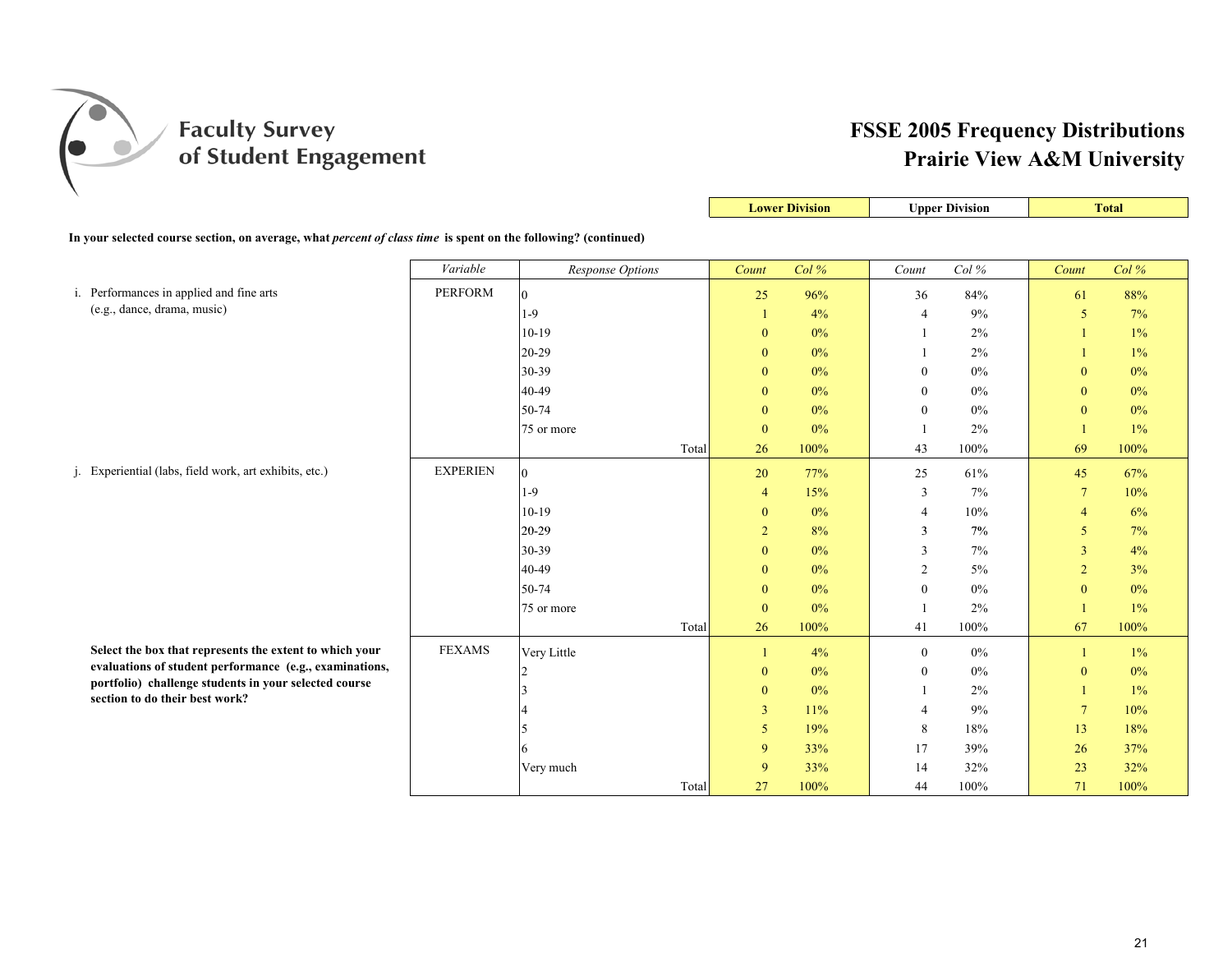# FSSE 2005 Frequency Distributions
## Prairie View A&M University

**In your selected course section, on average, what *percent of class time* is spent on the following? (continued)**

| | Variable | Response Options | Lower Division Count | Lower Division Col % | Upper Division Count | Upper Division Col % | Total Count | Total Col % |
|---|---|---|---|---|---|---|---|---|
| i. Performances in applied and fine arts (e.g., dance, drama, music) | PERFORM | 0 | 25 | 96% | 36 | 84% | 61 | 88% |
| | | 1-9 | 1 | 4% | 4 | 9% | 5 | 7% |
| | | 10-19 | 0 | 0% | 1 | 2% | 1 | 1% |
| | | 20-29 | 0 | 0% | 1 | 2% | 1 | 1% |
| | | 30-39 | 0 | 0% | 0 | 0% | 0 | 0% |
| | | 40-49 | 0 | 0% | 0 | 0% | 0 | 0% |
| | | 50-74 | 0 | 0% | 0 | 0% | 0 | 0% |
| | | 75 or more | 0 | 0% | 1 | 2% | 1 | 1% |
| | | Total | 26 | 100% | 43 | 100% | 69 | 100% |
| j. Experiential (labs, field work, art exhibits, etc.) | EXPERIEN | 0 | 20 | 77% | 25 | 61% | 45 | 67% |
| | | 1-9 | 4 | 15% | 3 | 7% | 7 | 10% |
| | | 10-19 | 0 | 0% | 4 | 10% | 4 | 6% |
| | | 20-29 | 2 | 8% | 3 | 7% | 5 | 7% |
| | | 30-39 | 0 | 0% | 3 | 7% | 3 | 4% |
| | | 40-49 | 0 | 0% | 2 | 5% | 2 | 3% |
| | | 50-74 | 0 | 0% | 0 | 0% | 0 | 0% |
| | | 75 or more | 0 | 0% | 1 | 2% | 1 | 1% |
| | | Total | 26 | 100% | 41 | 100% | 67 | 100% |
| **Select the box that represents the extent to which your evaluations of student performance (e.g., examinations, portfolio) challenge students in your selected course section to do their best work?** | FEXAMS | Very Little | 1 | 4% | 0 | 0% | 1 | 1% |
| | | 2 | 0 | 0% | 0 | 0% | 0 | 0% |
| | | 3 | 0 | 0% | 1 | 2% | 1 | 1% |
| | | 4 | 3 | 11% | 4 | 9% | 7 | 10% |
| | | 5 | 5 | 19% | 8 | 18% | 13 | 18% |
| | | 6 | 9 | 33% | 17 | 39% | 26 | 37% |
| | | Very much | 9 | 33% | 14 | 32% | 23 | 32% |
| | | Total | 27 | 100% | 44 | 100% | 71 | 100% |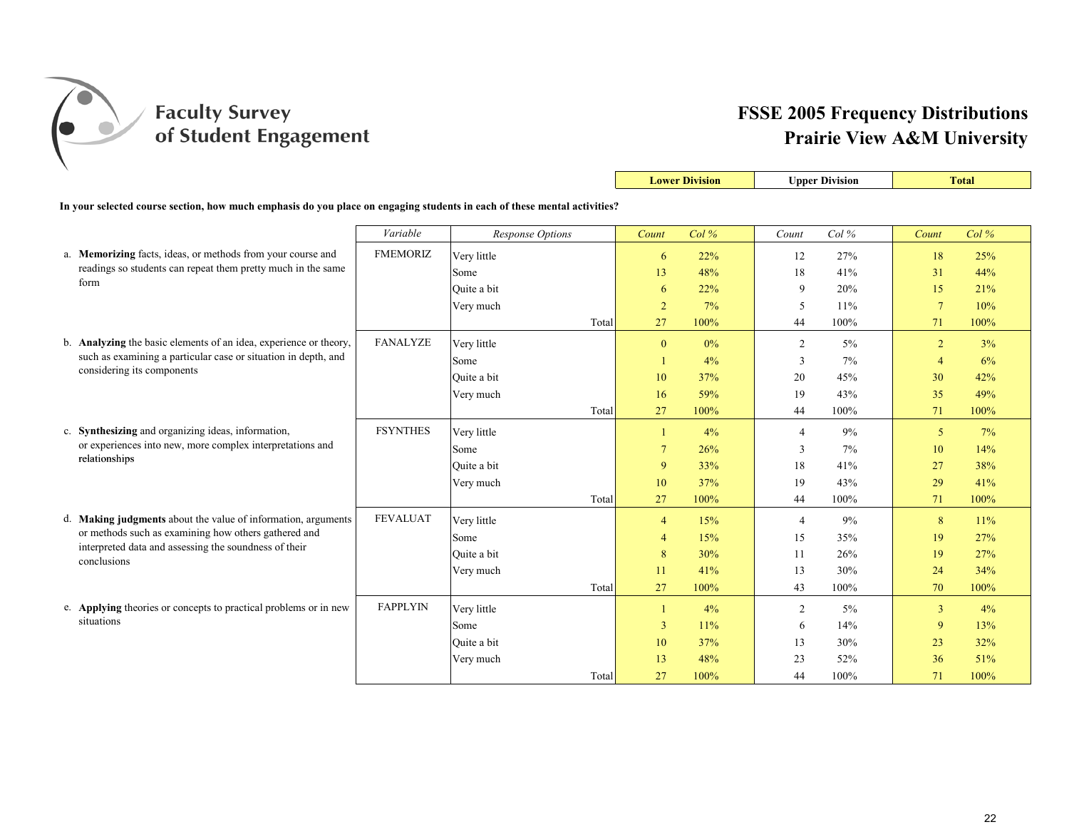# Faculty Survey of Student Engagement

## FSSE 2005 Frequency Distributions
## Prairie View A&M University

**In your selected course section, how much emphasis do you place on engaging students in each of these mental activities?**

| | Variable | Response Options | Lower Division Count | Lower Division Col % | Upper Division Count | Upper Division Col % | Total Count | Total Col % |
|---|---|---|---|---|---|---|---|---|
| a. **Memorizing** facts, ideas, or methods from your course and readings so students can repeat them pretty much in the same form | FMEMORIZ | Very little | 6 | 22% | 12 | 27% | 18 | 25% |
| | | Some | 13 | 48% | 18 | 41% | 31 | 44% |
| | | Quite a bit | 6 | 22% | 9 | 20% | 15 | 21% |
| | | Very much | 2 | 7% | 5 | 11% | 7 | 10% |
| | | Total | 27 | 100% | 44 | 100% | 71 | 100% |
| b. **Analyzing** the basic elements of an idea, experience or theory, such as examining a particular case or situation in depth, and considering its components | FANALYZE | Very little | 0 | 0% | 2 | 5% | 2 | 3% |
| | | Some | 1 | 4% | 3 | 7% | 4 | 6% |
| | | Quite a bit | 10 | 37% | 20 | 45% | 30 | 42% |
| | | Very much | 16 | 59% | 19 | 43% | 35 | 49% |
| | | Total | 27 | 100% | 44 | 100% | 71 | 100% |
| c. **Synthesizing** and organizing ideas, information, or experiences into new, more complex interpretations and relationships | FSYNTHES | Very little | 1 | 4% | 4 | 9% | 5 | 7% |
| | | Some | 7 | 26% | 3 | 7% | 10 | 14% |
| | | Quite a bit | 9 | 33% | 18 | 41% | 27 | 38% |
| | | Very much | 10 | 37% | 19 | 43% | 29 | 41% |
| | | Total | 27 | 100% | 44 | 100% | 71 | 100% |
| d. **Making judgments** about the value of information, arguments or methods such as examining how others gathered and interpreted data and assessing the soundness of their conclusions | FEVALUAT | Very little | 4 | 15% | 4 | 9% | 8 | 11% |
| | | Some | 4 | 15% | 15 | 35% | 19 | 27% |
| | | Quite a bit | 8 | 30% | 11 | 26% | 19 | 27% |
| | | Very much | 11 | 41% | 13 | 30% | 24 | 34% |
| | | Total | 27 | 100% | 43 | 100% | 70 | 100% |
| e. **Applying** theories or concepts to practical problems or in new situations | FAPPLYIN | Very little | 1 | 4% | 2 | 5% | 3 | 4% |
| | | Some | 3 | 11% | 6 | 14% | 9 | 13% |
| | | Quite a bit | 10 | 37% | 13 | 30% | 23 | 32% |
| | | Very much | 13 | 48% | 23 | 52% | 36 | 51% |
| | | Total | 27 | 100% | 44 | 100% | 71 | 100% |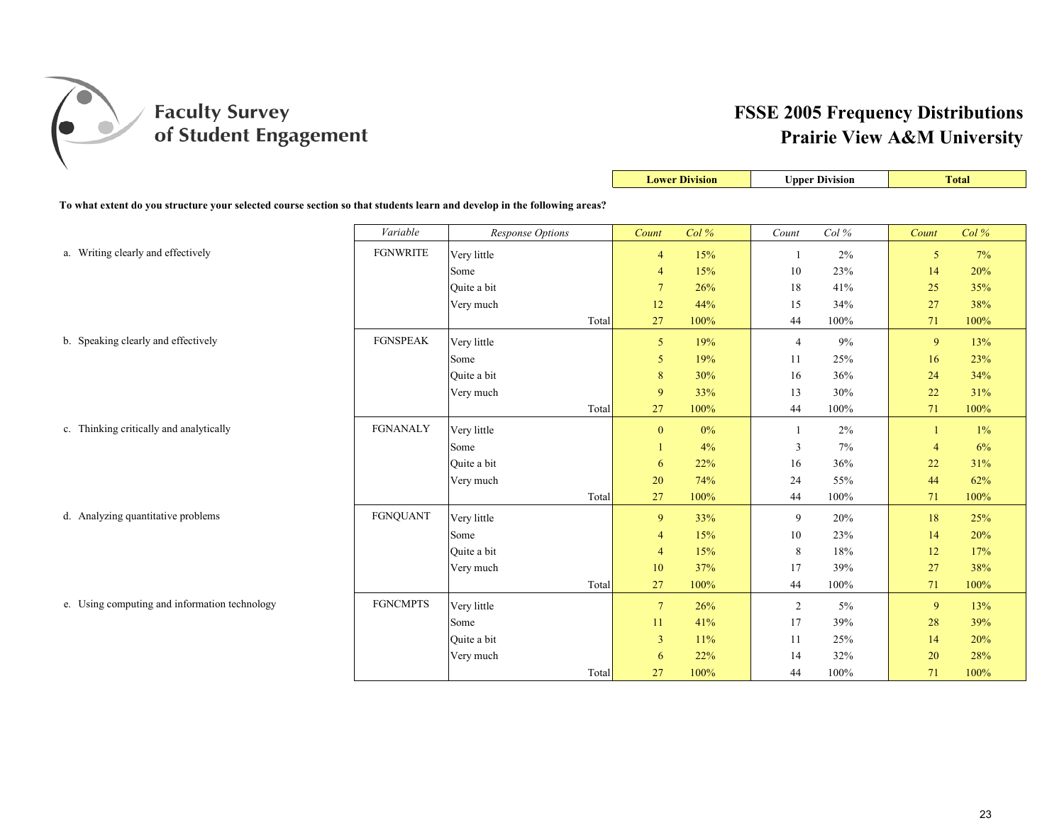# FSSE 2005 Frequency Distributions
## Prairie View A&M University

Faculty Survey of Student Engagement

**To what extent do you structure your selected course section so that students learn and develop in the following areas?**

| | Variable | Response Options | Lower Division | | Upper Division | | Total | |
|---|---|---|---|---|---|---|---|---|
| | | | Count | Col % | Count | Col % | Count | Col % |
| a. Writing clearly and effectively | FGNWRITE | Very little | 4 | 15% | 1 | 2% | 5 | 7% |
| | | Some | 4 | 15% | 10 | 23% | 14 | 20% |
| | | Quite a bit | 7 | 26% | 18 | 41% | 25 | 35% |
| | | Very much | 12 | 44% | 15 | 34% | 27 | 38% |
| | | Total | 27 | 100% | 44 | 100% | 71 | 100% |
| b. Speaking clearly and effectively | FGNSPEAK | Very little | 5 | 19% | 4 | 9% | 9 | 13% |
| | | Some | 5 | 19% | 11 | 25% | 16 | 23% |
| | | Quite a bit | 8 | 30% | 16 | 36% | 24 | 34% |
| | | Very much | 9 | 33% | 13 | 30% | 22 | 31% |
| | | Total | 27 | 100% | 44 | 100% | 71 | 100% |
| c. Thinking critically and analytically | FGNANALY | Very little | 0 | 0% | 1 | 2% | 1 | 1% |
| | | Some | 1 | 4% | 3 | 7% | 4 | 6% |
| | | Quite a bit | 6 | 22% | 16 | 36% | 22 | 31% |
| | | Very much | 20 | 74% | 24 | 55% | 44 | 62% |
| | | Total | 27 | 100% | 44 | 100% | 71 | 100% |
| d. Analyzing quantitative problems | FGNQUANT | Very little | 9 | 33% | 9 | 20% | 18 | 25% |
| | | Some | 4 | 15% | 10 | 23% | 14 | 20% |
| | | Quite a bit | 4 | 15% | 8 | 18% | 12 | 17% |
| | | Very much | 10 | 37% | 17 | 39% | 27 | 38% |
| | | Total | 27 | 100% | 44 | 100% | 71 | 100% |
| e. Using computing and information technology | FGNCMPTS | Very little | 7 | 26% | 2 | 5% | 9 | 13% |
| | | Some | 11 | 41% | 17 | 39% | 28 | 39% |
| | | Quite a bit | 3 | 11% | 11 | 25% | 14 | 20% |
| | | Very much | 6 | 22% | 14 | 32% | 20 | 28% |
| | | Total | 27 | 100% | 44 | 100% | 71 | 100% |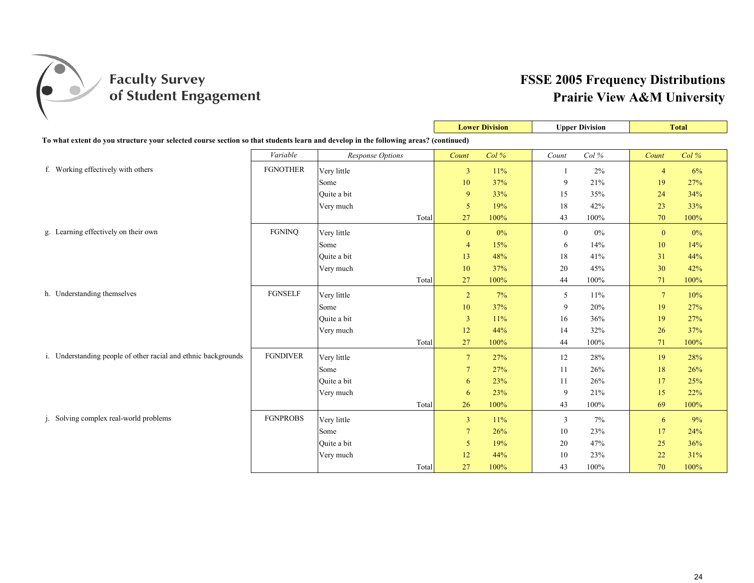# FSSE 2005 Frequency Distributions
## Prairie View A&M University

**To what extent do you structure your selected course section so that students learn and develop in the following areas? (continued)**

| | Variable | Response Options | Lower Division Count | Lower Division Col % | Upper Division Count | Upper Division Col % | Total Count | Total Col % |
|---|---|---|---|---|---|---|---|---|
| f. Working effectively with others | FGNOTHER | Very little | 3 | 11% | 1 | 2% | 4 | 6% |
| | | Some | 10 | 37% | 9 | 21% | 19 | 27% |
| | | Quite a bit | 9 | 33% | 15 | 35% | 24 | 34% |
| | | Very much | 5 | 19% | 18 | 42% | 23 | 33% |
| | | Total | 27 | 100% | 43 | 100% | 70 | 100% |
| g. Learning effectively on their own | FGNINQ | Very little | 0 | 0% | 0 | 0% | 0 | 0% |
| | | Some | 4 | 15% | 6 | 14% | 10 | 14% |
| | | Quite a bit | 13 | 48% | 18 | 41% | 31 | 44% |
| | | Very much | 10 | 37% | 20 | 45% | 30 | 42% |
| | | Total | 27 | 100% | 44 | 100% | 71 | 100% |
| h. Understanding themselves | FGNSELF | Very little | 2 | 7% | 5 | 11% | 7 | 10% |
| | | Some | 10 | 37% | 9 | 20% | 19 | 27% |
| | | Quite a bit | 3 | 11% | 16 | 36% | 19 | 27% |
| | | Very much | 12 | 44% | 14 | 32% | 26 | 37% |
| | | Total | 27 | 100% | 44 | 100% | 71 | 100% |
| i. Understanding people of other racial and ethnic backgrounds | FGNDIVER | Very little | 7 | 27% | 12 | 28% | 19 | 28% |
| | | Some | 7 | 27% | 11 | 26% | 18 | 26% |
| | | Quite a bit | 6 | 23% | 11 | 26% | 17 | 25% |
| | | Very much | 6 | 23% | 9 | 21% | 15 | 22% |
| | | Total | 26 | 100% | 43 | 100% | 69 | 100% |
| j. Solving complex real-world problems | FGNPROBS | Very little | 3 | 11% | 3 | 7% | 6 | 9% |
| | | Some | 7 | 26% | 10 | 23% | 17 | 24% |
| | | Quite a bit | 5 | 19% | 20 | 47% | 25 | 36% |
| | | Very much | 12 | 44% | 10 | 23% | 22 | 31% |
| | | Total | 27 | 100% | 43 | 100% | 70 | 100% |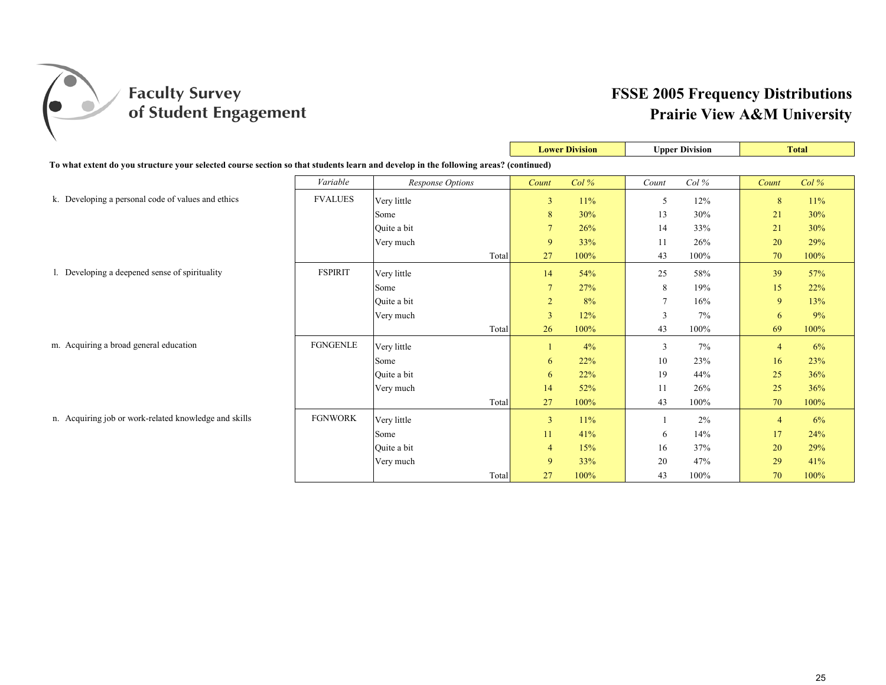# Faculty Survey of Student Engagement

## FSSE 2005 Frequency Distributions
## Prairie View A&M University

**To what extent do you structure your selected course section so that students learn and develop in the following areas? (continued)**

| | Variable | Response Options | Lower Division Count | Lower Division Col % | Upper Division Count | Upper Division Col % | Total Count | Total Col % |
|---|---|---|---|---|---|---|---|---|
| k. Developing a personal code of values and ethics | FVALUES | Very little | 3 | 11% | 5 | 12% | 8 | 11% |
| | | Some | 8 | 30% | 13 | 30% | 21 | 30% |
| | | Quite a bit | 7 | 26% | 14 | 33% | 21 | 30% |
| | | Very much | 9 | 33% | 11 | 26% | 20 | 29% |
| | | Total | 27 | 100% | 43 | 100% | 70 | 100% |
| l. Developing a deepened sense of spirituality | FSPIRIT | Very little | 14 | 54% | 25 | 58% | 39 | 57% |
| | | Some | 7 | 27% | 8 | 19% | 15 | 22% |
| | | Quite a bit | 2 | 8% | 7 | 16% | 9 | 13% |
| | | Very much | 3 | 12% | 3 | 7% | 6 | 9% |
| | | Total | 26 | 100% | 43 | 100% | 69 | 100% |
| m. Acquiring a broad general education | FGNGENLE | Very little | 1 | 4% | 3 | 7% | 4 | 6% |
| | | Some | 6 | 22% | 10 | 23% | 16 | 23% |
| | | Quite a bit | 6 | 22% | 19 | 44% | 25 | 36% |
| | | Very much | 14 | 52% | 11 | 26% | 25 | 36% |
| | | Total | 27 | 100% | 43 | 100% | 70 | 100% |
| n. Acquiring job or work-related knowledge and skills | FGNWORK | Very little | 3 | 11% | 1 | 2% | 4 | 6% |
| | | Some | 11 | 41% | 6 | 14% | 17 | 24% |
| | | Quite a bit | 4 | 15% | 16 | 37% | 20 | 29% |
| | | Very much | 9 | 33% | 20 | 47% | 29 | 41% |
| | | Total | 27 | 100% | 43 | 100% | 70 | 100% |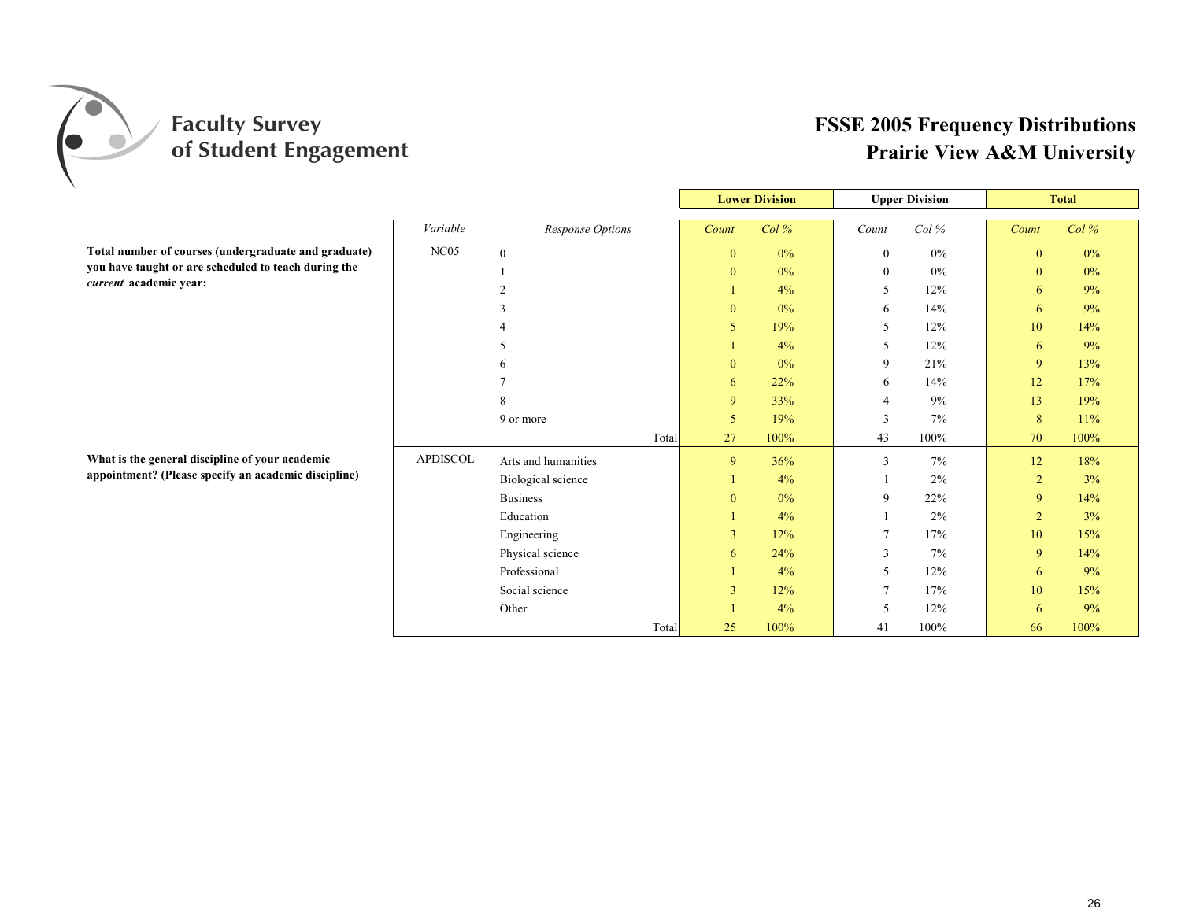# Faculty Survey of Student Engagement

## FSSE 2005 Frequency Distributions
## Prairie View A&M University

| | Variable | Response Options | Lower Division Count | Lower Division Col % | Upper Division Count | Upper Division Col % | Total Count | Total Col % |
|---|---|---|---|---|---|---|---|---|
| **Total number of courses (undergraduate and graduate) you have taught or are scheduled to teach during the *current* academic year:** | NC05 | 0 | 0 | 0% | 0 | 0% | 0 | 0% |
| | | 1 | 0 | 0% | 0 | 0% | 0 | 0% |
| | | 2 | 1 | 4% | 5 | 12% | 6 | 9% |
| | | 3 | 0 | 0% | 6 | 14% | 6 | 9% |
| | | 4 | 5 | 19% | 5 | 12% | 10 | 14% |
| | | 5 | 1 | 4% | 5 | 12% | 6 | 9% |
| | | 6 | 0 | 0% | 9 | 21% | 9 | 13% |
| | | 7 | 6 | 22% | 6 | 14% | 12 | 17% |
| | | 8 | 9 | 33% | 4 | 9% | 13 | 19% |
| | | 9 or more | 5 | 19% | 3 | 7% | 8 | 11% |
| | | Total | 27 | 100% | 43 | 100% | 70 | 100% |
| **What is the general discipline of your academic appointment? (Please specify an academic discipline)** | APDISCOL | Arts and humanities | 9 | 36% | 3 | 7% | 12 | 18% |
| | | Biological science | 1 | 4% | 1 | 2% | 2 | 3% |
| | | Business | 0 | 0% | 9 | 22% | 9 | 14% |
| | | Education | 1 | 4% | 1 | 2% | 2 | 3% |
| | | Engineering | 3 | 12% | 7 | 17% | 10 | 15% |
| | | Physical science | 6 | 24% | 3 | 7% | 9 | 14% |
| | | Professional | 1 | 4% | 5 | 12% | 6 | 9% |
| | | Social science | 3 | 12% | 7 | 17% | 10 | 15% |
| | | Other | 1 | 4% | 5 | 12% | 6 | 9% |
| | | Total | 25 | 100% | 41 | 100% | 66 | 100% |